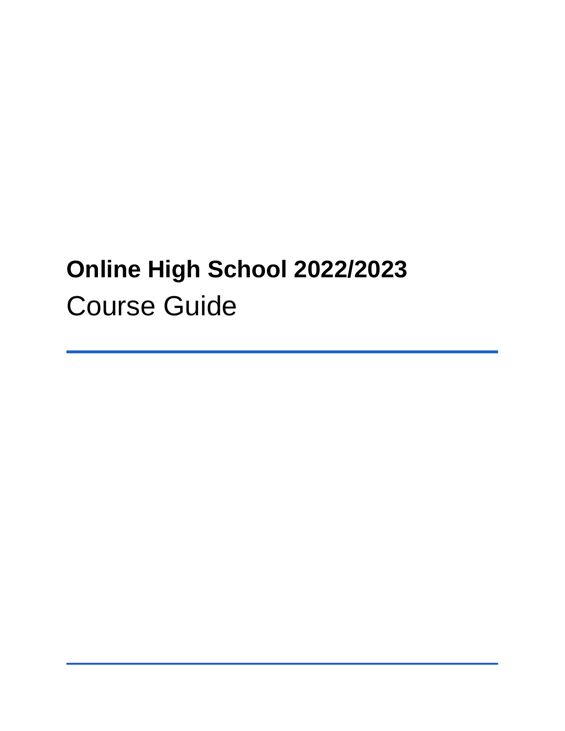# Online High School 2022/2023

Course Guide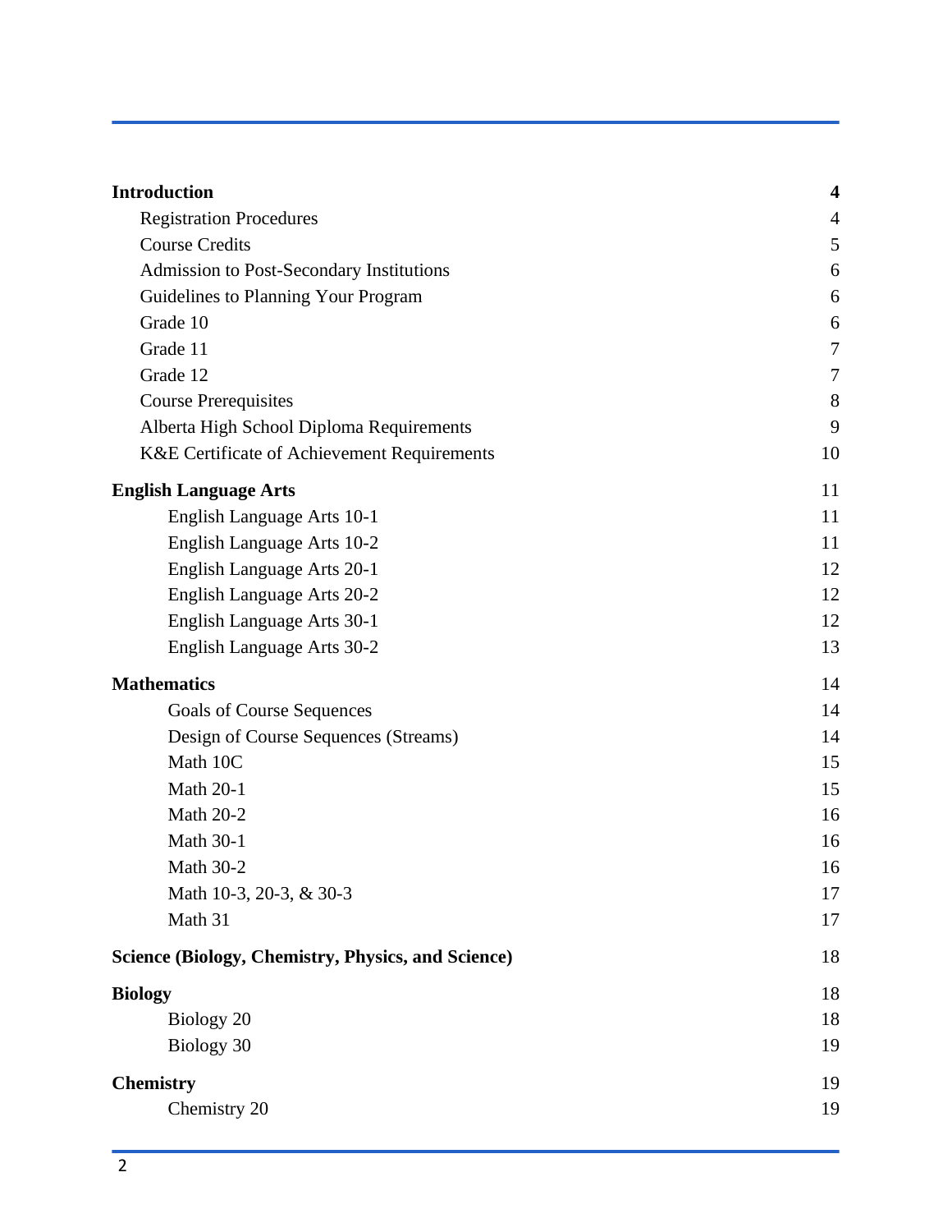| | |
|---|---|
| **Introduction** | **4** |
| Registration Procedures | 4 |
| Course Credits | 5 |
| Admission to Post-Secondary Institutions | 6 |
| Guidelines to Planning Your Program | 6 |
| Grade 10 | 6 |
| Grade 11 | 7 |
| Grade 12 | 7 |
| Course Prerequisites | 8 |
| Alberta High School Diploma Requirements | 9 |
| K&E Certificate of Achievement Requirements | 10 |
| **English Language Arts** | 11 |
| English Language Arts 10-1 | 11 |
| English Language Arts 10-2 | 11 |
| English Language Arts 20-1 | 12 |
| English Language Arts 20-2 | 12 |
| English Language Arts 30-1 | 12 |
| English Language Arts 30-2 | 13 |
| **Mathematics** | 14 |
| Goals of Course Sequences | 14 |
| Design of Course Sequences (Streams) | 14 |
| Math 10C | 15 |
| Math 20-1 | 15 |
| Math 20-2 | 16 |
| Math 30-1 | 16 |
| Math 30-2 | 16 |
| Math 10-3, 20-3, & 30-3 | 17 |
| Math 31 | 17 |
| **Science (Biology, Chemistry, Physics, and Science)** | 18 |
| **Biology** | 18 |
| Biology 20 | 18 |
| Biology 30 | 19 |
| **Chemistry** | 19 |
| Chemistry 20 | 19 |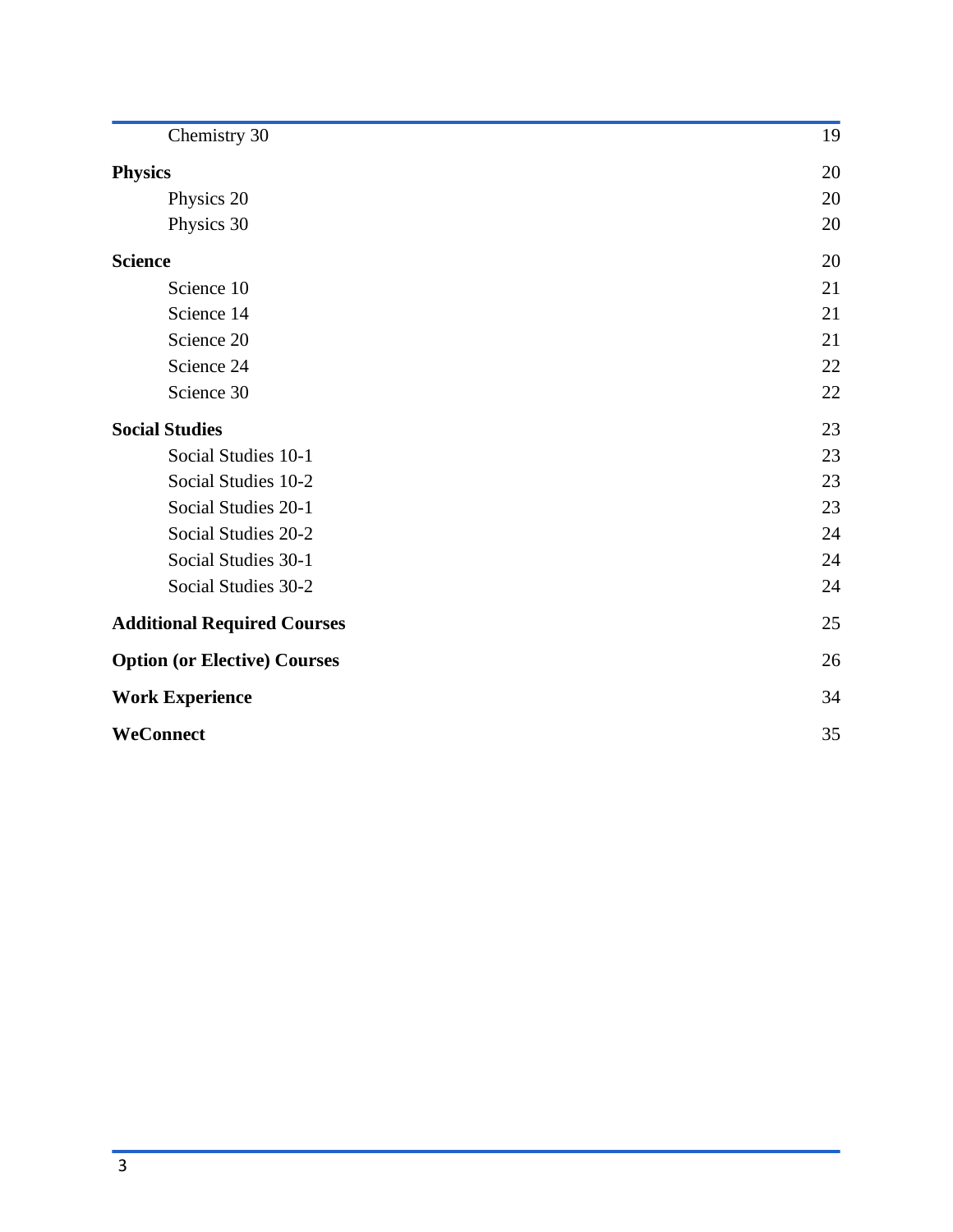| | |
|---|---|
| Chemistry 30 | 19 |
| **Physics** | 20 |
| Physics 20 | 20 |
| Physics 30 | 20 |
| **Science** | 20 |
| Science 10 | 21 |
| Science 14 | 21 |
| Science 20 | 21 |
| Science 24 | 22 |
| Science 30 | 22 |
| **Social Studies** | 23 |
| Social Studies 10-1 | 23 |
| Social Studies 10-2 | 23 |
| Social Studies 20-1 | 23 |
| Social Studies 20-2 | 24 |
| Social Studies 30-1 | 24 |
| Social Studies 30-2 | 24 |
| **Additional Required Courses** | 25 |
| **Option (or Elective) Courses** | 26 |
| **Work Experience** | 34 |
| **WeConnect** | 35 |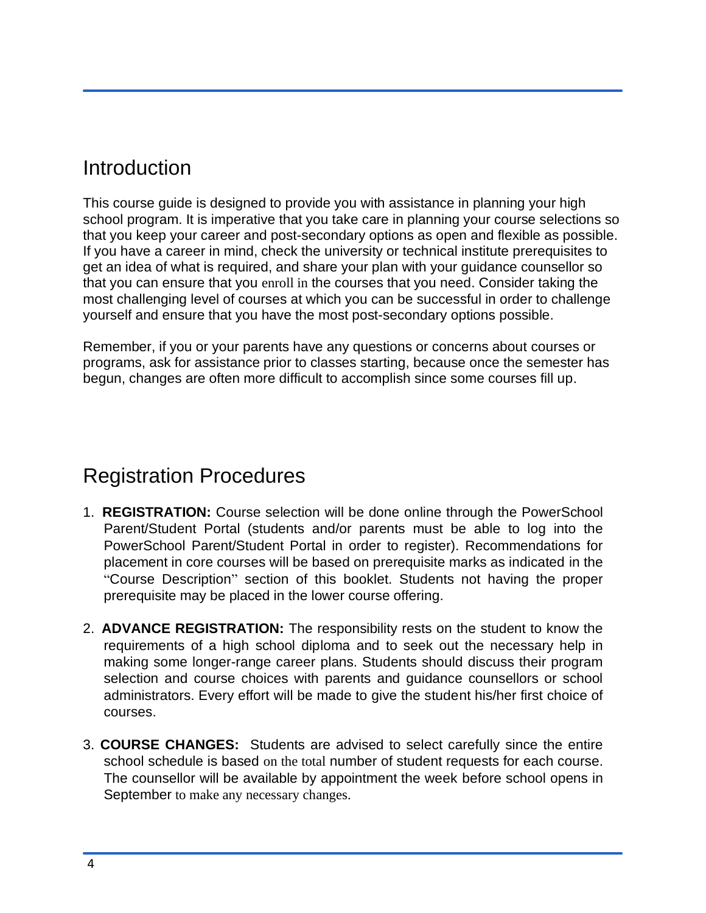## Introduction

This course guide is designed to provide you with assistance in planning your high school program. It is imperative that you take care in planning your course selections so that you keep your career and post-secondary options as open and flexible as possible. If you have a career in mind, check the university or technical institute prerequisites to get an idea of what is required, and share your plan with your guidance counsellor so that you can ensure that you enroll in the courses that you need. Consider taking the most challenging level of courses at which you can be successful in order to challenge yourself and ensure that you have the most post-secondary options possible.

Remember, if you or your parents have any questions or concerns about courses or programs, ask for assistance prior to classes starting, because once the semester has begun, changes are often more difficult to accomplish since some courses fill up.

## Registration Procedures

1. **REGISTRATION:** Course selection will be done online through the PowerSchool Parent/Student Portal (students and/or parents must be able to log into the PowerSchool Parent/Student Portal in order to register). Recommendations for placement in core courses will be based on prerequisite marks as indicated in the "Course Description" section of this booklet. Students not having the proper prerequisite may be placed in the lower course offering.

2. **ADVANCE REGISTRATION:** The responsibility rests on the student to know the requirements of a high school diploma and to seek out the necessary help in making some longer-range career plans. Students should discuss their program selection and course choices with parents and guidance counsellors or school administrators. Every effort will be made to give the student his/her first choice of courses.

3. **COURSE CHANGES:** Students are advised to select carefully since the entire school schedule is based on the total number of student requests for each course. The counsellor will be available by appointment the week before school opens in September to make any necessary changes.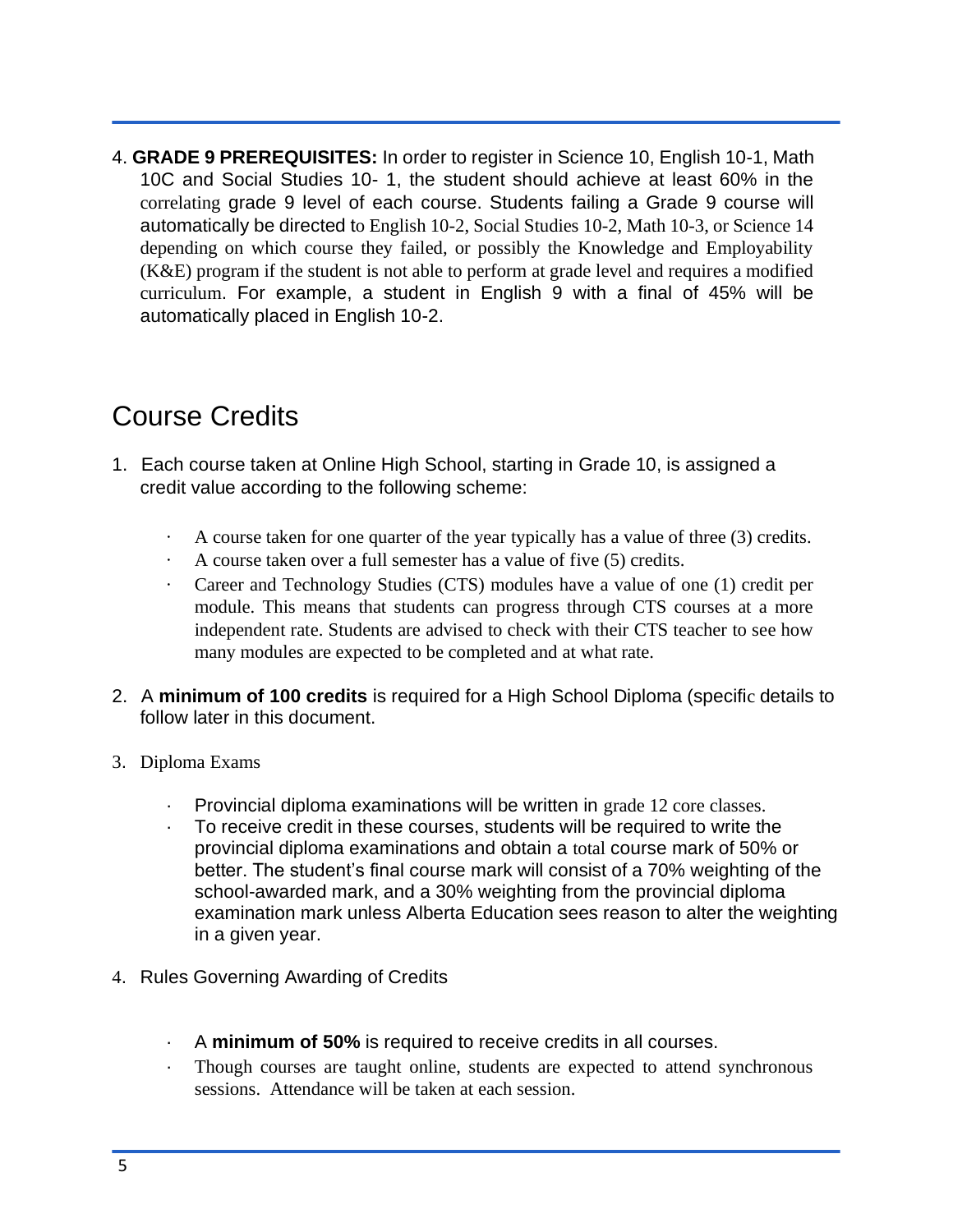4. **GRADE 9 PREREQUISITES:** In order to register in Science 10, English 10-1, Math 10C and Social Studies 10- 1, the student should achieve at least 60% in the correlating grade 9 level of each course. Students failing a Grade 9 course will automatically be directed to English 10-2, Social Studies 10-2, Math 10-3, or Science 14 depending on which course they failed, or possibly the Knowledge and Employability (K&E) program if the student is not able to perform at grade level and requires a modified curriculum. For example, a student in English 9 with a final of 45% will be automatically placed in English 10-2.

## Course Credits

1. Each course taken at Online High School, starting in Grade 10, is assigned a credit value according to the following scheme:
   - A course taken for one quarter of the year typically has a value of three (3) credits.
   - A course taken over a full semester has a value of five (5) credits.
   - Career and Technology Studies (CTS) modules have a value of one (1) credit per module. This means that students can progress through CTS courses at a more independent rate. Students are advised to check with their CTS teacher to see how many modules are expected to be completed and at what rate.
2. A **minimum of 100 credits** is required for a High School Diploma (specific details to follow later in this document.
3. Diploma Exams
   - Provincial diploma examinations will be written in grade 12 core classes.
   - To receive credit in these courses, students will be required to write the provincial diploma examinations and obtain a total course mark of 50% or better. The student's final course mark will consist of a 70% weighting of the school-awarded mark, and a 30% weighting from the provincial diploma examination mark unless Alberta Education sees reason to alter the weighting in a given year.
4. Rules Governing Awarding of Credits
   - A **minimum of 50%** is required to receive credits in all courses.
   - Though courses are taught online, students are expected to attend synchronous sessions. Attendance will be taken at each session.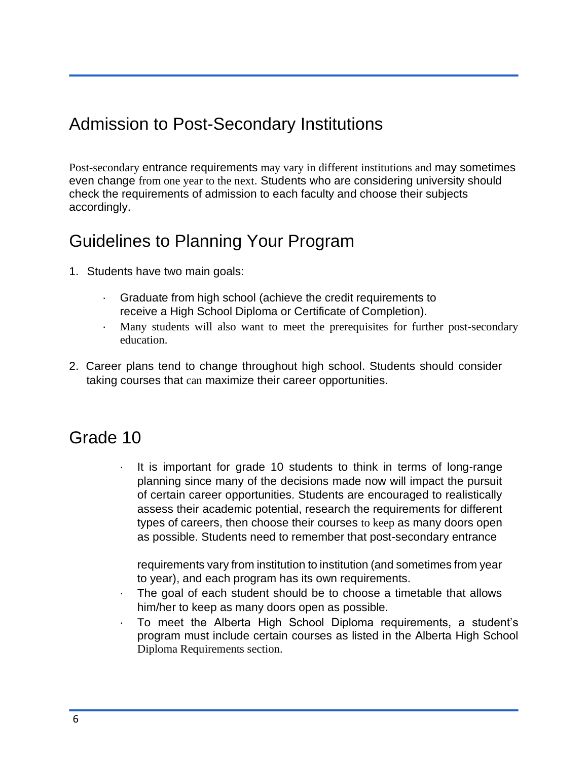## Admission to Post-Secondary Institutions

Post-secondary entrance requirements may vary in different institutions and may sometimes even change from one year to the next. Students who are considering university should check the requirements of admission to each faculty and choose their subjects accordingly.

## Guidelines to Planning Your Program

1. Students have two main goals:
   - Graduate from high school (achieve the credit requirements to receive a High School Diploma or Certificate of Completion).
   - Many students will also want to meet the prerequisites for further post-secondary education.
2. Career plans tend to change throughout high school. Students should consider taking courses that can maximize their career opportunities.

## Grade 10

- It is important for grade 10 students to think in terms of long-range planning since many of the decisions made now will impact the pursuit of certain career opportunities. Students are encouraged to realistically assess their academic potential, research the requirements for different types of careers, then choose their courses to keep as many doors open as possible. Students need to remember that post-secondary entrance requirements vary from institution to institution (and sometimes from year to year), and each program has its own requirements.
- The goal of each student should be to choose a timetable that allows him/her to keep as many doors open as possible.
- To meet the Alberta High School Diploma requirements, a student's program must include certain courses as listed in the Alberta High School Diploma Requirements section.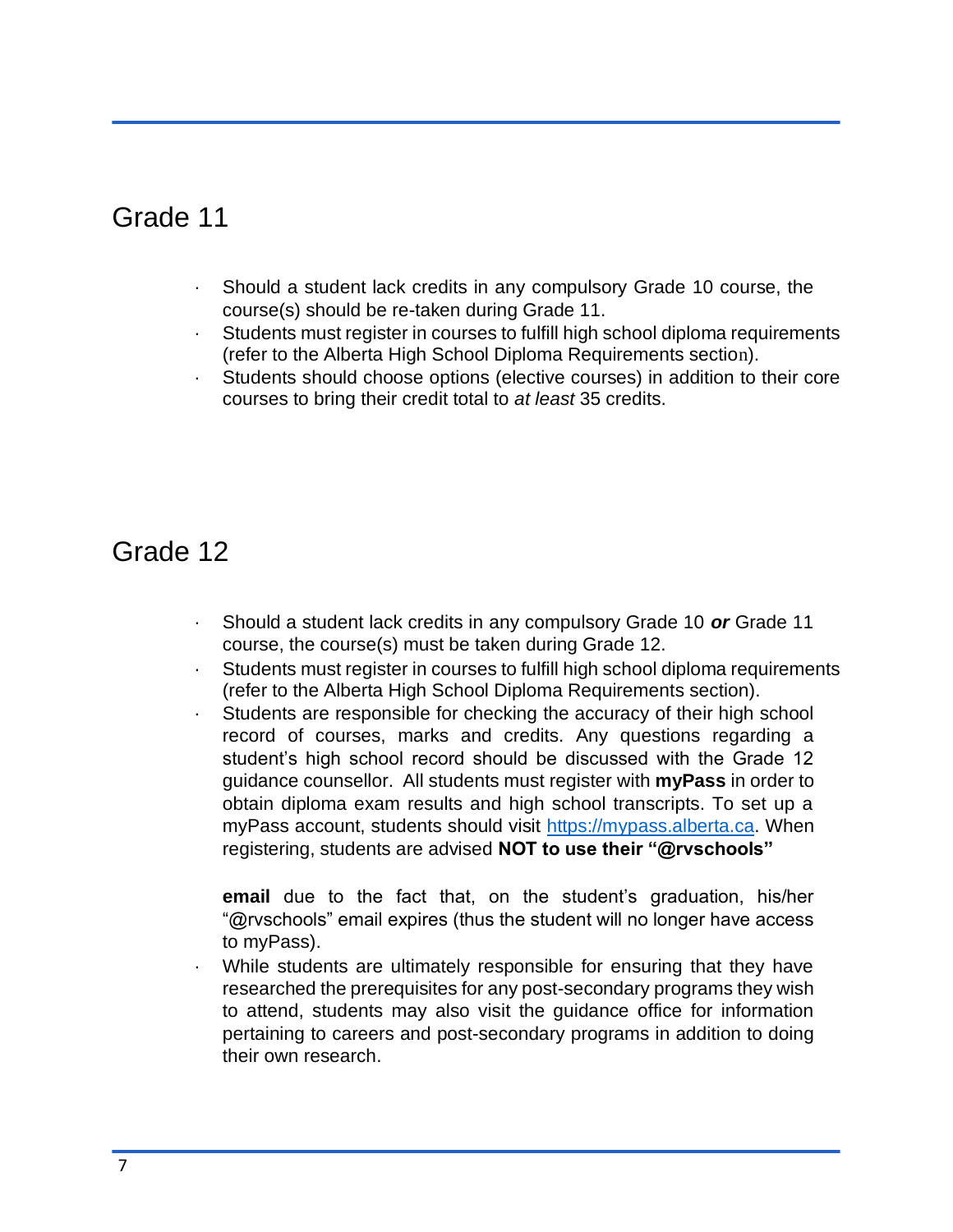## Grade 11

- Should a student lack credits in any compulsory Grade 10 course, the course(s) should be re-taken during Grade 11.
- Students must register in courses to fulfill high school diploma requirements (refer to the Alberta High School Diploma Requirements section).
- Students should choose options (elective courses) in addition to their core courses to bring their credit total to *at least* 35 credits.

## Grade 12

- Should a student lack credits in any compulsory Grade 10 ***or*** Grade 11 course, the course(s) must be taken during Grade 12.
- Students must register in courses to fulfill high school diploma requirements (refer to the Alberta High School Diploma Requirements section).
- Students are responsible for checking the accuracy of their high school record of courses, marks and credits. Any questions regarding a student's high school record should be discussed with the Grade 12 guidance counsellor. All students must register with **myPass** in order to obtain diploma exam results and high school transcripts. To set up a myPass account, students should visit https://mypass.alberta.ca. When registering, students are advised **NOT to use their "@rvschools" email** due to the fact that, on the student's graduation, his/her "@rvschools" email expires (thus the student will no longer have access to myPass).
- While students are ultimately responsible for ensuring that they have researched the prerequisites for any post-secondary programs they wish to attend, students may also visit the guidance office for information pertaining to careers and post-secondary programs in addition to doing their own research.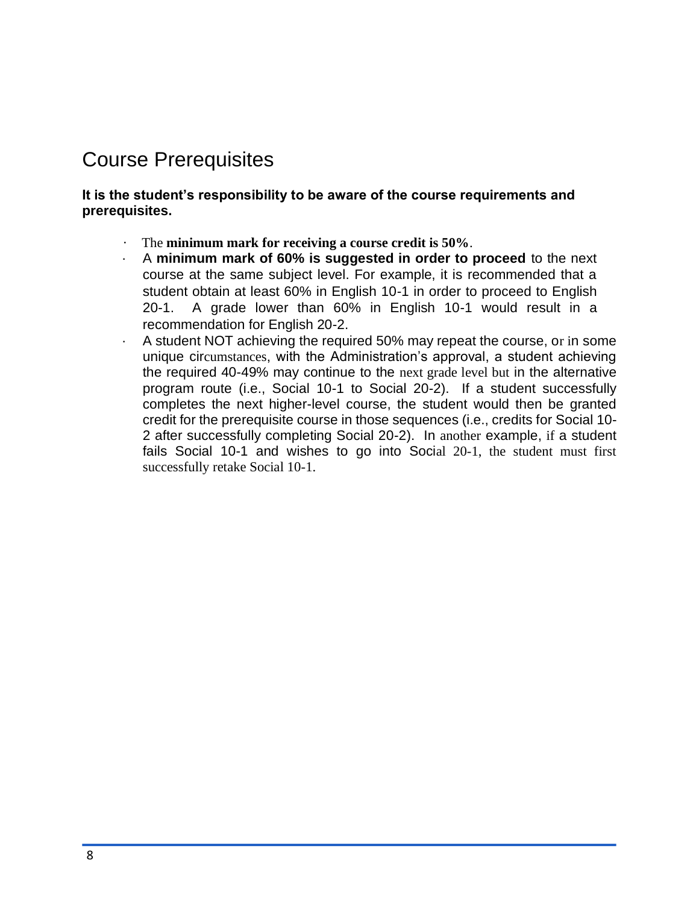## Course Prerequisites

**It is the student's responsibility to be aware of the course requirements and prerequisites.**

- The **minimum mark for receiving a course credit is 50%**.
- A **minimum mark of 60% is suggested in order to proceed** to the next course at the same subject level. For example, it is recommended that a student obtain at least 60% in English 10-1 in order to proceed to English 20-1. A grade lower than 60% in English 10-1 would result in a recommendation for English 20-2.
- A student NOT achieving the required 50% may repeat the course, or in some unique circumstances, with the Administration's approval, a student achieving the required 40-49% may continue to the next grade level but in the alternative program route (i.e., Social 10-1 to Social 20-2). If a student successfully completes the next higher-level course, the student would then be granted credit for the prerequisite course in those sequences (i.e., credits for Social 10-2 after successfully completing Social 20-2). In another example, if a student fails Social 10-1 and wishes to go into Social 20-1, the student must first successfully retake Social 10-1.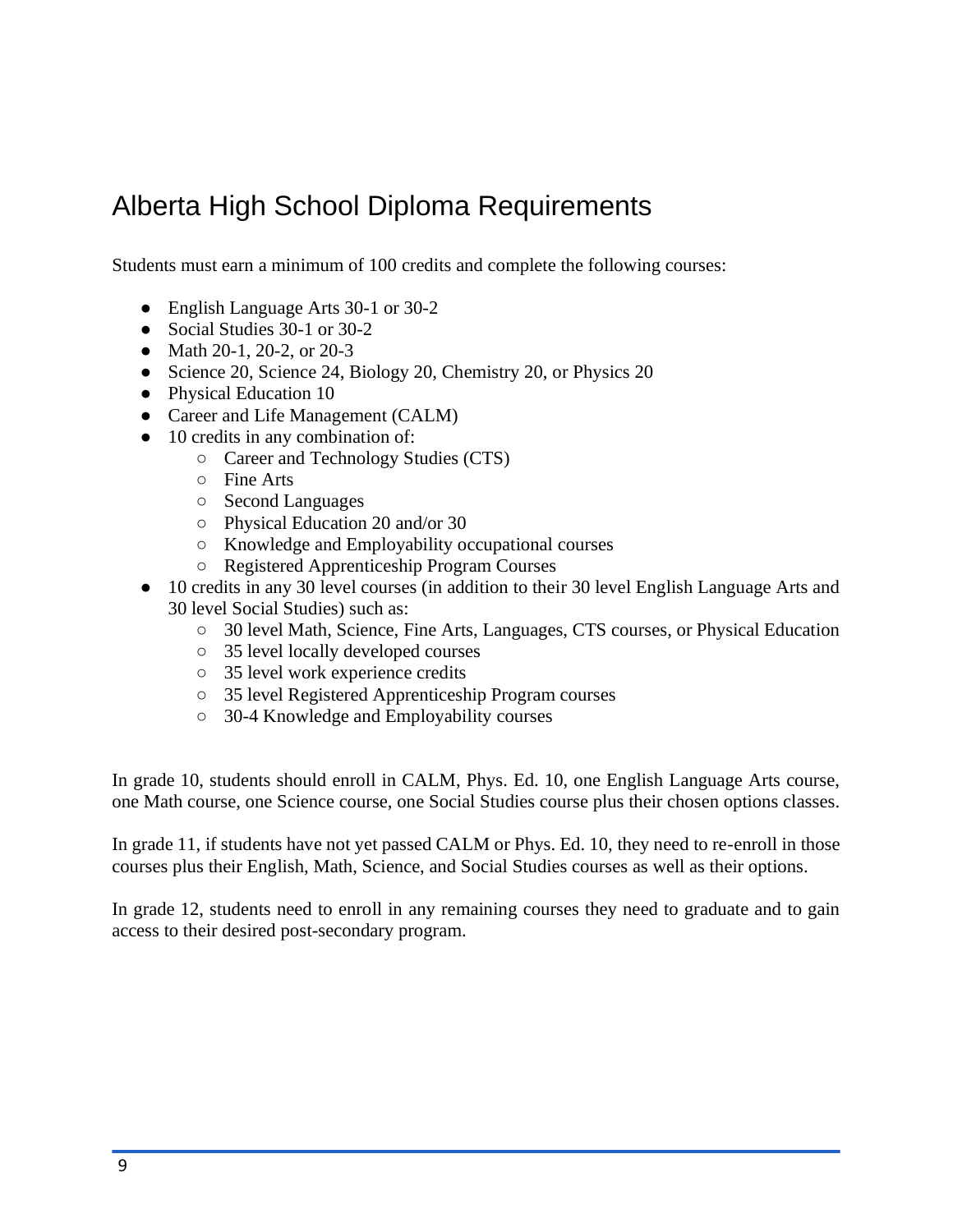# Alberta High School Diploma Requirements

Students must earn a minimum of 100 credits and complete the following courses:

- English Language Arts 30-1 or 30-2
- Social Studies 30-1 or 30-2
- Math 20-1, 20-2, or 20-3
- Science 20, Science 24, Biology 20, Chemistry 20, or Physics 20
- Physical Education 10
- Career and Life Management (CALM)
- 10 credits in any combination of:
  - Career and Technology Studies (CTS)
  - Fine Arts
  - Second Languages
  - Physical Education 20 and/or 30
  - Knowledge and Employability occupational courses
  - Registered Apprenticeship Program Courses
- 10 credits in any 30 level courses (in addition to their 30 level English Language Arts and 30 level Social Studies) such as:
  - 30 level Math, Science, Fine Arts, Languages, CTS courses, or Physical Education
  - 35 level locally developed courses
  - 35 level work experience credits
  - 35 level Registered Apprenticeship Program courses
  - 30-4 Knowledge and Employability courses

In grade 10, students should enroll in CALM, Phys. Ed. 10, one English Language Arts course, one Math course, one Science course, one Social Studies course plus their chosen options classes.

In grade 11, if students have not yet passed CALM or Phys. Ed. 10, they need to re-enroll in those courses plus their English, Math, Science, and Social Studies courses as well as their options.

In grade 12, students need to enroll in any remaining courses they need to graduate and to gain access to their desired post-secondary program.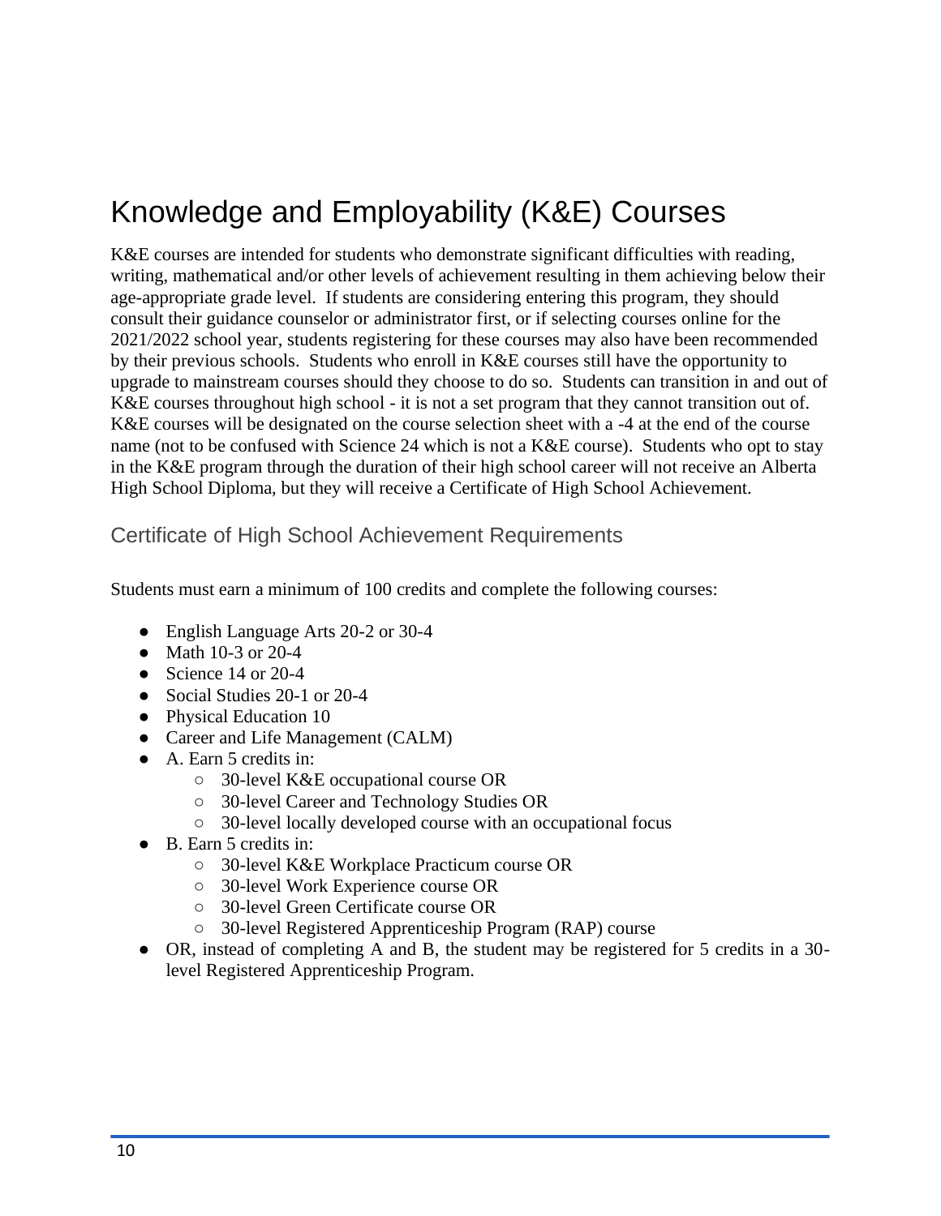# Knowledge and Employability (K&E) Courses

K&E courses are intended for students who demonstrate significant difficulties with reading, writing, mathematical and/or other levels of achievement resulting in them achieving below their age-appropriate grade level. If students are considering entering this program, they should consult their guidance counselor or administrator first, or if selecting courses online for the 2021/2022 school year, students registering for these courses may also have been recommended by their previous schools. Students who enroll in K&E courses still have the opportunity to upgrade to mainstream courses should they choose to do so. Students can transition in and out of K&E courses throughout high school - it is not a set program that they cannot transition out of. K&E courses will be designated on the course selection sheet with a -4 at the end of the course name (not to be confused with Science 24 which is not a K&E course). Students who opt to stay in the K&E program through the duration of their high school career will not receive an Alberta High School Diploma, but they will receive a Certificate of High School Achievement.

## Certificate of High School Achievement Requirements

Students must earn a minimum of 100 credits and complete the following courses:

- English Language Arts 20-2 or 30-4
- Math 10-3 or 20-4
- Science 14 or 20-4
- Social Studies 20-1 or 20-4
- Physical Education 10
- Career and Life Management (CALM)
- A. Earn 5 credits in:
  - 30-level K&E occupational course OR
  - 30-level Career and Technology Studies OR
  - 30-level locally developed course with an occupational focus
- B. Earn 5 credits in:
  - 30-level K&E Workplace Practicum course OR
  - 30-level Work Experience course OR
  - 30-level Green Certificate course OR
  - 30-level Registered Apprenticeship Program (RAP) course
- OR, instead of completing A and B, the student may be registered for 5 credits in a 30-level Registered Apprenticeship Program.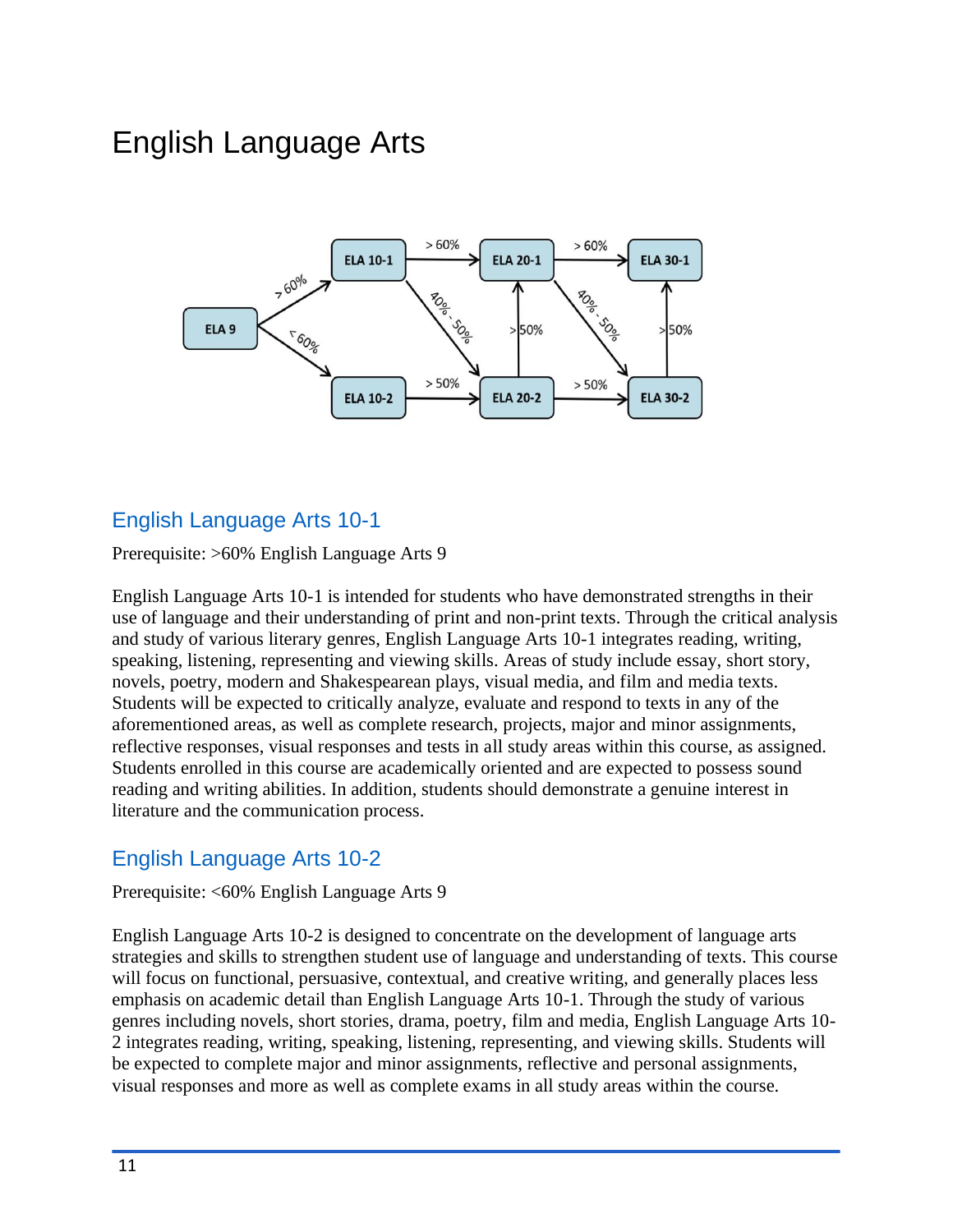# English Language Arts

## English Language Arts 10-1

Prerequisite: >60% English Language Arts 9

English Language Arts 10-1 is intended for students who have demonstrated strengths in their use of language and their understanding of print and non-print texts. Through the critical analysis and study of various literary genres, English Language Arts 10-1 integrates reading, writing, speaking, listening, representing and viewing skills. Areas of study include essay, short story, novels, poetry, modern and Shakespearean plays, visual media, and film and media texts. Students will be expected to critically analyze, evaluate and respond to texts in any of the aforementioned areas, as well as complete research, projects, major and minor assignments, reflective responses, visual responses and tests in all study areas within this course, as assigned. Students enrolled in this course are academically oriented and are expected to possess sound reading and writing abilities. In addition, students should demonstrate a genuine interest in literature and the communication process.

## English Language Arts 10-2

Prerequisite: <60% English Language Arts 9

English Language Arts 10-2 is designed to concentrate on the development of language arts strategies and skills to strengthen student use of language and understanding of texts. This course will focus on functional, persuasive, contextual, and creative writing, and generally places less emphasis on academic detail than English Language Arts 10-1. Through the study of various genres including novels, short stories, drama, poetry, film and media, English Language Arts 10-2 integrates reading, writing, speaking, listening, representing, and viewing skills. Students will be expected to complete major and minor assignments, reflective and personal assignments, visual responses and more as well as complete exams in all study areas within the course.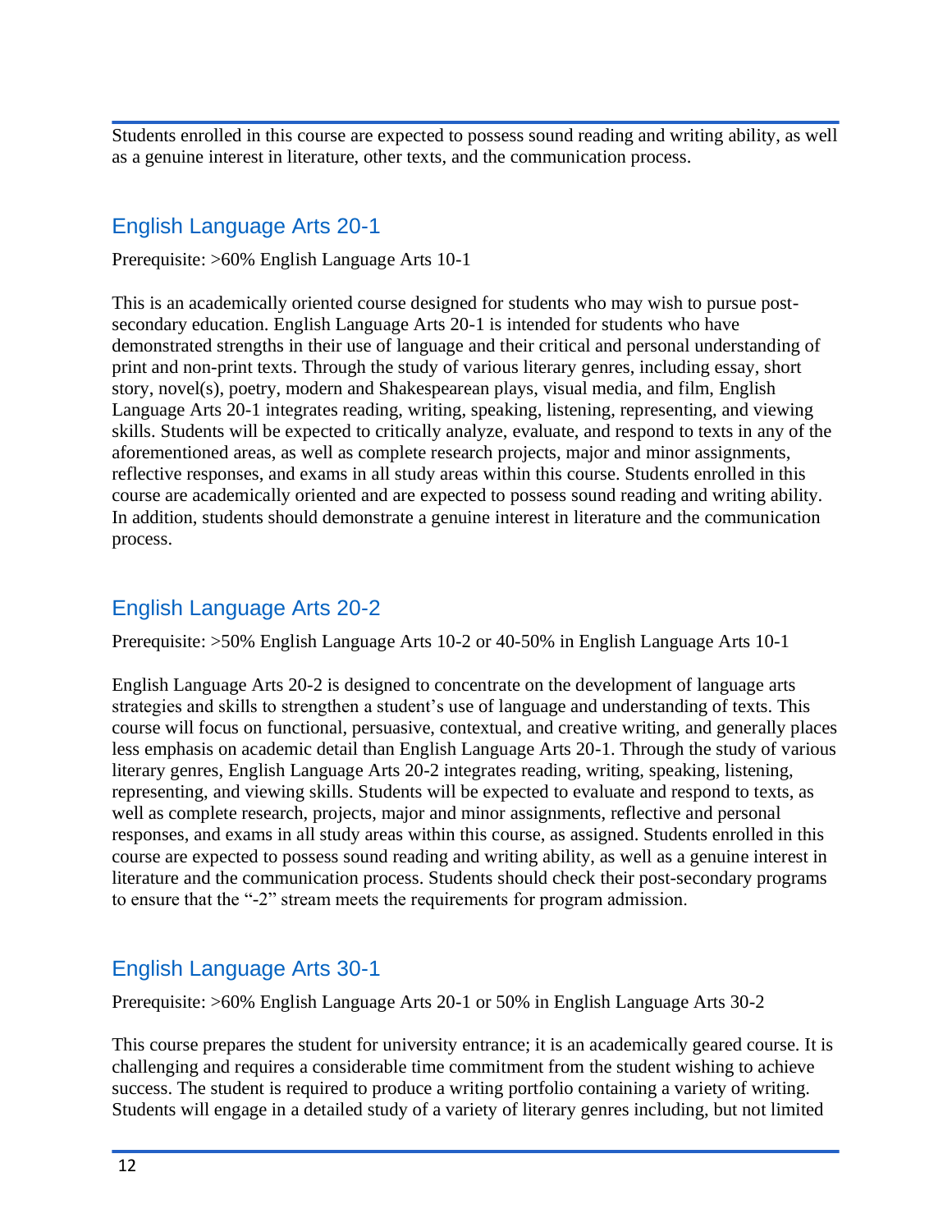Students enrolled in this course are expected to possess sound reading and writing ability, as well as a genuine interest in literature, other texts, and the communication process.

## English Language Arts 20-1

Prerequisite: >60% English Language Arts 10-1

This is an academically oriented course designed for students who may wish to pursue post-secondary education. English Language Arts 20-1 is intended for students who have demonstrated strengths in their use of language and their critical and personal understanding of print and non-print texts. Through the study of various literary genres, including essay, short story, novel(s), poetry, modern and Shakespearean plays, visual media, and film, English Language Arts 20-1 integrates reading, writing, speaking, listening, representing, and viewing skills. Students will be expected to critically analyze, evaluate, and respond to texts in any of the aforementioned areas, as well as complete research projects, major and minor assignments, reflective responses, and exams in all study areas within this course. Students enrolled in this course are academically oriented and are expected to possess sound reading and writing ability. In addition, students should demonstrate a genuine interest in literature and the communication process.

## English Language Arts 20-2

Prerequisite: >50% English Language Arts 10-2 or 40-50% in English Language Arts 10-1

English Language Arts 20-2 is designed to concentrate on the development of language arts strategies and skills to strengthen a student's use of language and understanding of texts. This course will focus on functional, persuasive, contextual, and creative writing, and generally places less emphasis on academic detail than English Language Arts 20-1. Through the study of various literary genres, English Language Arts 20-2 integrates reading, writing, speaking, listening, representing, and viewing skills. Students will be expected to evaluate and respond to texts, as well as complete research, projects, major and minor assignments, reflective and personal responses, and exams in all study areas within this course, as assigned. Students enrolled in this course are expected to possess sound reading and writing ability, as well as a genuine interest in literature and the communication process. Students should check their post-secondary programs to ensure that the "-2" stream meets the requirements for program admission.

## English Language Arts 30-1

Prerequisite: >60% English Language Arts 20-1 or 50% in English Language Arts 30-2

This course prepares the student for university entrance; it is an academically geared course. It is challenging and requires a considerable time commitment from the student wishing to achieve success. The student is required to produce a writing portfolio containing a variety of writing. Students will engage in a detailed study of a variety of literary genres including, but not limited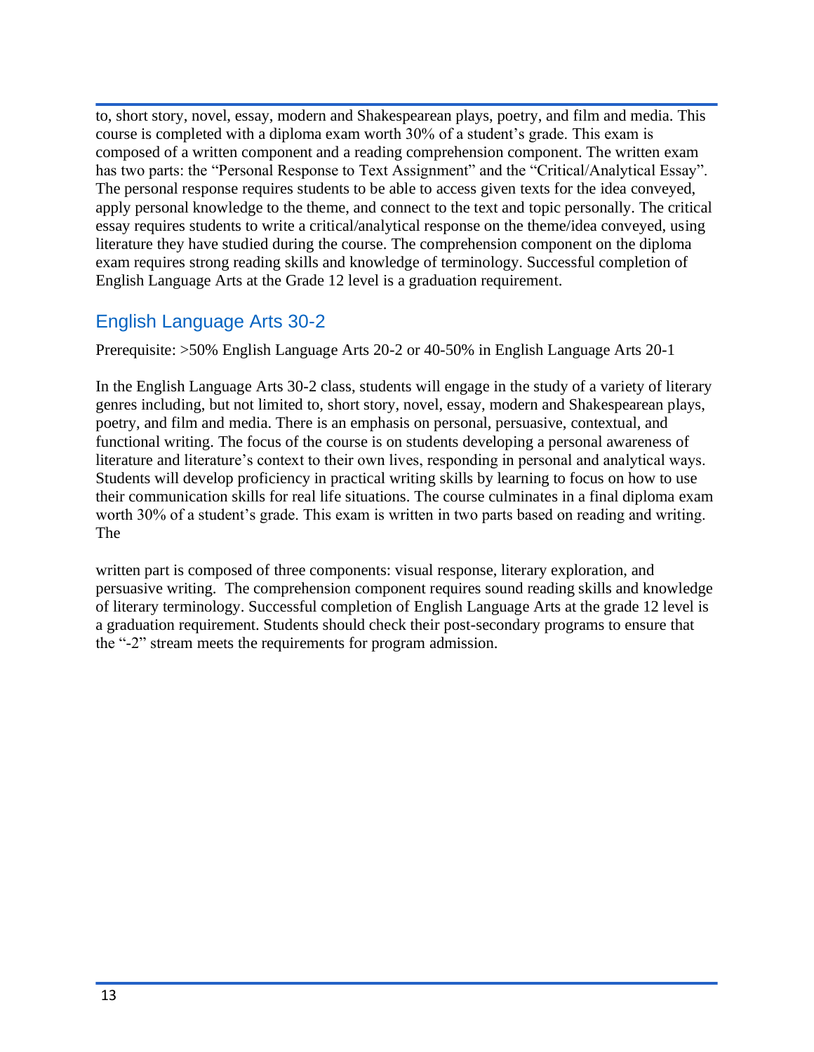to, short story, novel, essay, modern and Shakespearean plays, poetry, and film and media. This course is completed with a diploma exam worth 30% of a student's grade. This exam is composed of a written component and a reading comprehension component. The written exam has two parts: the "Personal Response to Text Assignment" and the "Critical/Analytical Essay". The personal response requires students to be able to access given texts for the idea conveyed, apply personal knowledge to the theme, and connect to the text and topic personally. The critical essay requires students to write a critical/analytical response on the theme/idea conveyed, using literature they have studied during the course. The comprehension component on the diploma exam requires strong reading skills and knowledge of terminology. Successful completion of English Language Arts at the Grade 12 level is a graduation requirement.

## English Language Arts 30-2

Prerequisite: >50% English Language Arts 20-2 or 40-50% in English Language Arts 20-1

In the English Language Arts 30-2 class, students will engage in the study of a variety of literary genres including, but not limited to, short story, novel, essay, modern and Shakespearean plays, poetry, and film and media. There is an emphasis on personal, persuasive, contextual, and functional writing. The focus of the course is on students developing a personal awareness of literature and literature's context to their own lives, responding in personal and analytical ways. Students will develop proficiency in practical writing skills by learning to focus on how to use their communication skills for real life situations. The course culminates in a final diploma exam worth 30% of a student's grade. This exam is written in two parts based on reading and writing. The written part is composed of three components: visual response, literary exploration, and persuasive writing. The comprehension component requires sound reading skills and knowledge of literary terminology. Successful completion of English Language Arts at the grade 12 level is a graduation requirement. Students should check their post-secondary programs to ensure that the "-2" stream meets the requirements for program admission.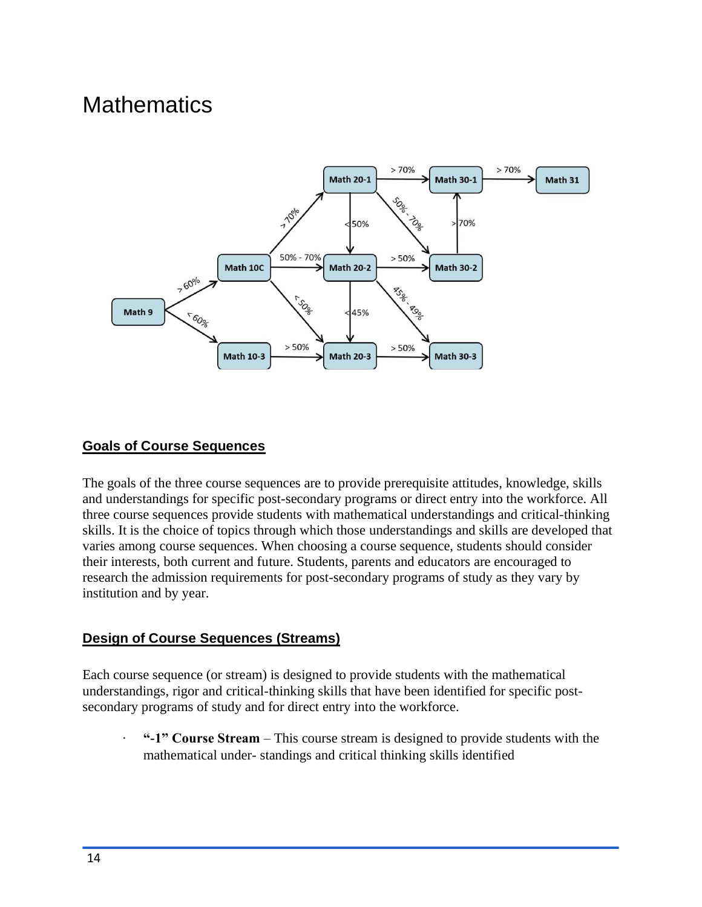# Mathematics

## Goals of Course Sequences

The goals of the three course sequences are to provide prerequisite attitudes, knowledge, skills and understandings for specific post-secondary programs or direct entry into the workforce. All three course sequences provide students with mathematical understandings and critical-thinking skills. It is the choice of topics through which those understandings and skills are developed that varies among course sequences. When choosing a course sequence, students should consider their interests, both current and future. Students, parents and educators are encouraged to research the admission requirements for post-secondary programs of study as they vary by institution and by year.

## Design of Course Sequences (Streams)

Each course sequence (or stream) is designed to provide students with the mathematical understandings, rigor and critical-thinking skills that have been identified for specific post-secondary programs of study and for direct entry into the workforce.

- **"-1" Course Stream** – This course stream is designed to provide students with the mathematical under- standings and critical thinking skills identified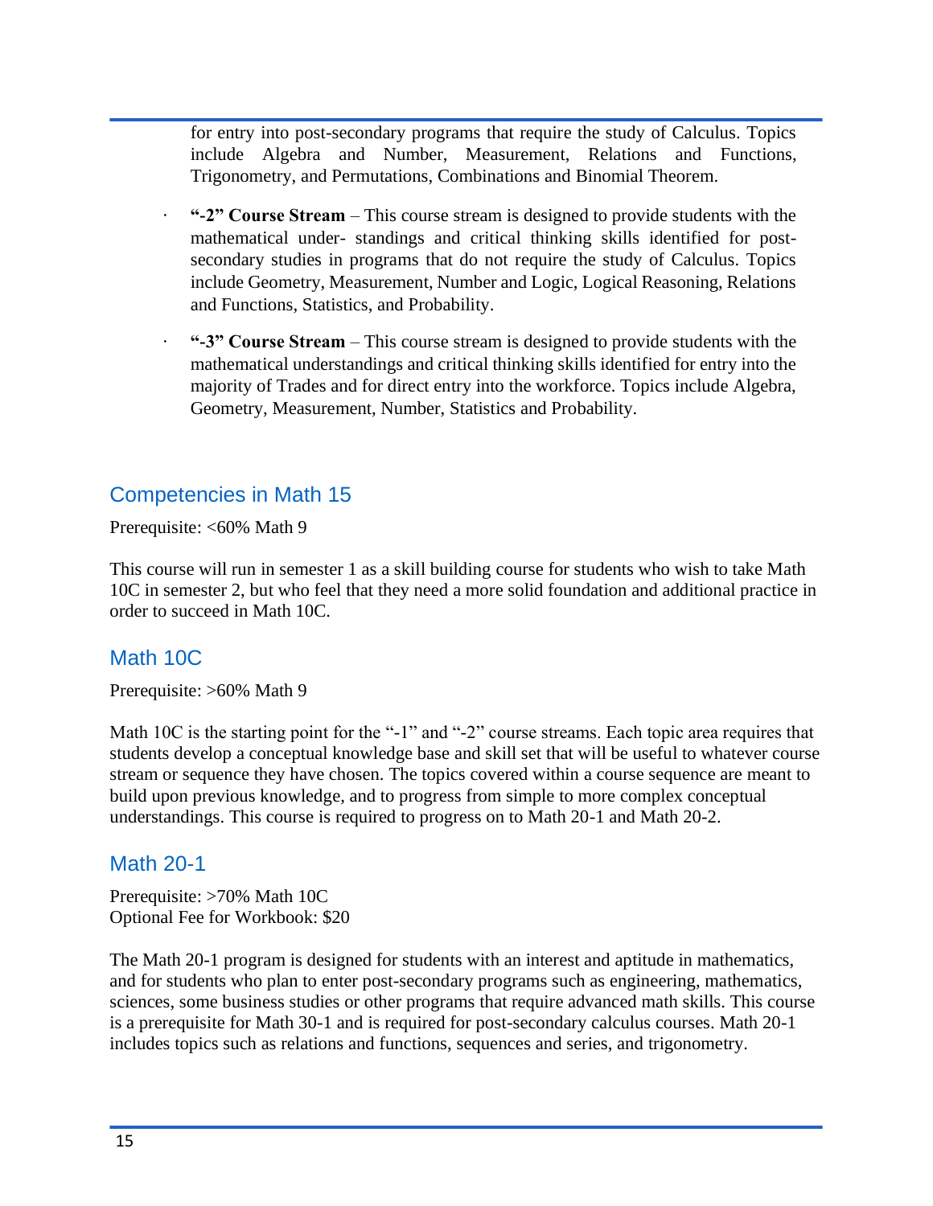for entry into post-secondary programs that require the study of Calculus. Topics include Algebra and Number, Measurement, Relations and Functions, Trigonometry, and Permutations, Combinations and Binomial Theorem.

- **"-2" Course Stream** – This course stream is designed to provide students with the mathematical under- standings and critical thinking skills identified for post-secondary studies in programs that do not require the study of Calculus. Topics include Geometry, Measurement, Number and Logic, Logical Reasoning, Relations and Functions, Statistics, and Probability.
- **"-3" Course Stream** – This course stream is designed to provide students with the mathematical understandings and critical thinking skills identified for entry into the majority of Trades and for direct entry into the workforce. Topics include Algebra, Geometry, Measurement, Number, Statistics and Probability.

## Competencies in Math 15

Prerequisite: <60% Math 9

This course will run in semester 1 as a skill building course for students who wish to take Math 10C in semester 2, but who feel that they need a more solid foundation and additional practice in order to succeed in Math 10C.

## Math 10C

Prerequisite: >60% Math 9

Math 10C is the starting point for the "-1" and "-2" course streams. Each topic area requires that students develop a conceptual knowledge base and skill set that will be useful to whatever course stream or sequence they have chosen. The topics covered within a course sequence are meant to build upon previous knowledge, and to progress from simple to more complex conceptual understandings. This course is required to progress on to Math 20-1 and Math 20-2.

## Math 20-1

Prerequisite: >70% Math 10C
Optional Fee for Workbook: $20

The Math 20-1 program is designed for students with an interest and aptitude in mathematics, and for students who plan to enter post-secondary programs such as engineering, mathematics, sciences, some business studies or other programs that require advanced math skills. This course is a prerequisite for Math 30-1 and is required for post-secondary calculus courses. Math 20-1 includes topics such as relations and functions, sequences and series, and trigonometry.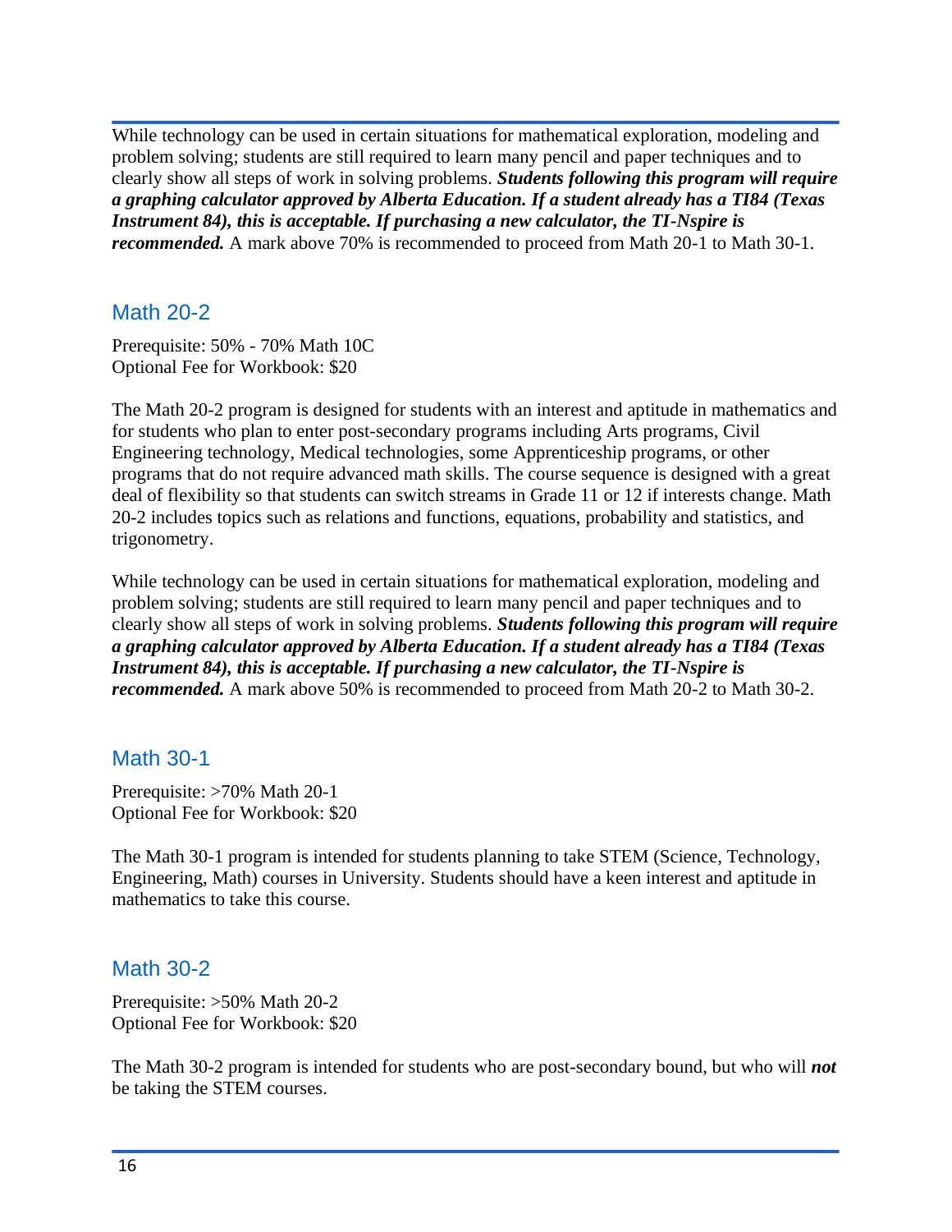While technology can be used in certain situations for mathematical exploration, modeling and problem solving; students are still required to learn many pencil and paper techniques and to clearly show all steps of work in solving problems. ***Students following this program will require a graphing calculator approved by Alberta Education. If a student already has a TI84 (Texas Instrument 84), this is acceptable. If purchasing a new calculator, the TI-Nspire is recommended.*** A mark above 70% is recommended to proceed from Math 20-1 to Math 30-1.

## Math 20-2

Prerequisite: 50% - 70% Math 10C
Optional Fee for Workbook: $20

The Math 20-2 program is designed for students with an interest and aptitude in mathematics and for students who plan to enter post-secondary programs including Arts programs, Civil Engineering technology, Medical technologies, some Apprenticeship programs, or other programs that do not require advanced math skills. The course sequence is designed with a great deal of flexibility so that students can switch streams in Grade 11 or 12 if interests change. Math 20-2 includes topics such as relations and functions, equations, probability and statistics, and trigonometry.

While technology can be used in certain situations for mathematical exploration, modeling and problem solving; students are still required to learn many pencil and paper techniques and to clearly show all steps of work in solving problems. ***Students following this program will require a graphing calculator approved by Alberta Education. If a student already has a TI84 (Texas Instrument 84), this is acceptable. If purchasing a new calculator, the TI-Nspire is recommended.*** A mark above 50% is recommended to proceed from Math 20-2 to Math 30-2.

## Math 30-1

Prerequisite: >70% Math 20-1
Optional Fee for Workbook: $20

The Math 30-1 program is intended for students planning to take STEM (Science, Technology, Engineering, Math) courses in University. Students should have a keen interest and aptitude in mathematics to take this course.

## Math 30-2

Prerequisite: >50% Math 20-2
Optional Fee for Workbook: $20

The Math 30-2 program is intended for students who are post-secondary bound, but who will ***not*** be taking the STEM courses.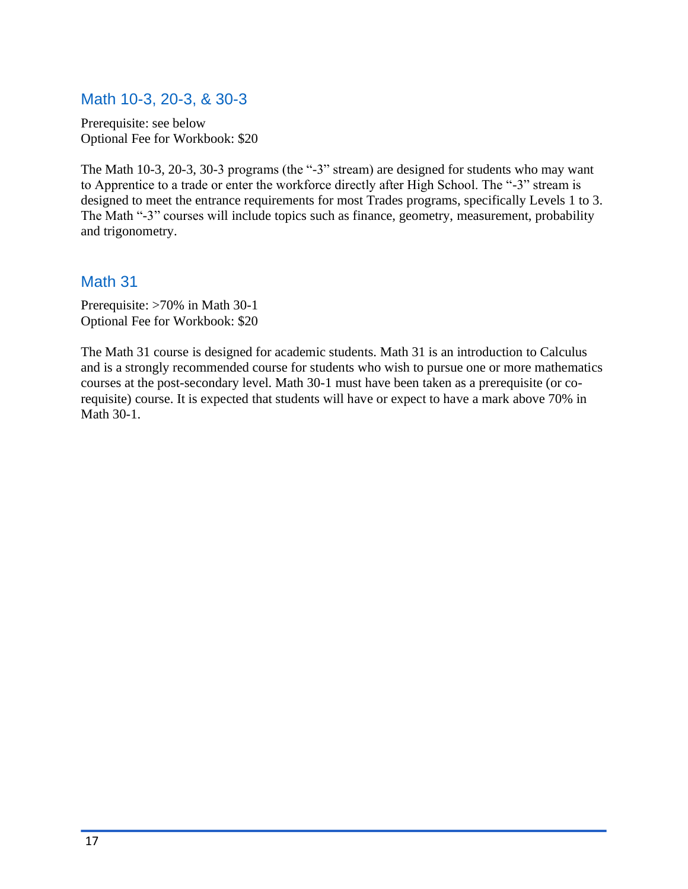## Math 10-3, 20-3, & 30-3

Prerequisite: see below
Optional Fee for Workbook: $20

The Math 10-3, 20-3, 30-3 programs (the "-3" stream) are designed for students who may want to Apprentice to a trade or enter the workforce directly after High School. The "-3" stream is designed to meet the entrance requirements for most Trades programs, specifically Levels 1 to 3. The Math "-3" courses will include topics such as finance, geometry, measurement, probability and trigonometry.

## Math 31

Prerequisite: >70% in Math 30-1
Optional Fee for Workbook: $20

The Math 31 course is designed for academic students. Math 31 is an introduction to Calculus and is a strongly recommended course for students who wish to pursue one or more mathematics courses at the post-secondary level. Math 30-1 must have been taken as a prerequisite (or co-requisite) course. It is expected that students will have or expect to have a mark above 70% in Math 30-1.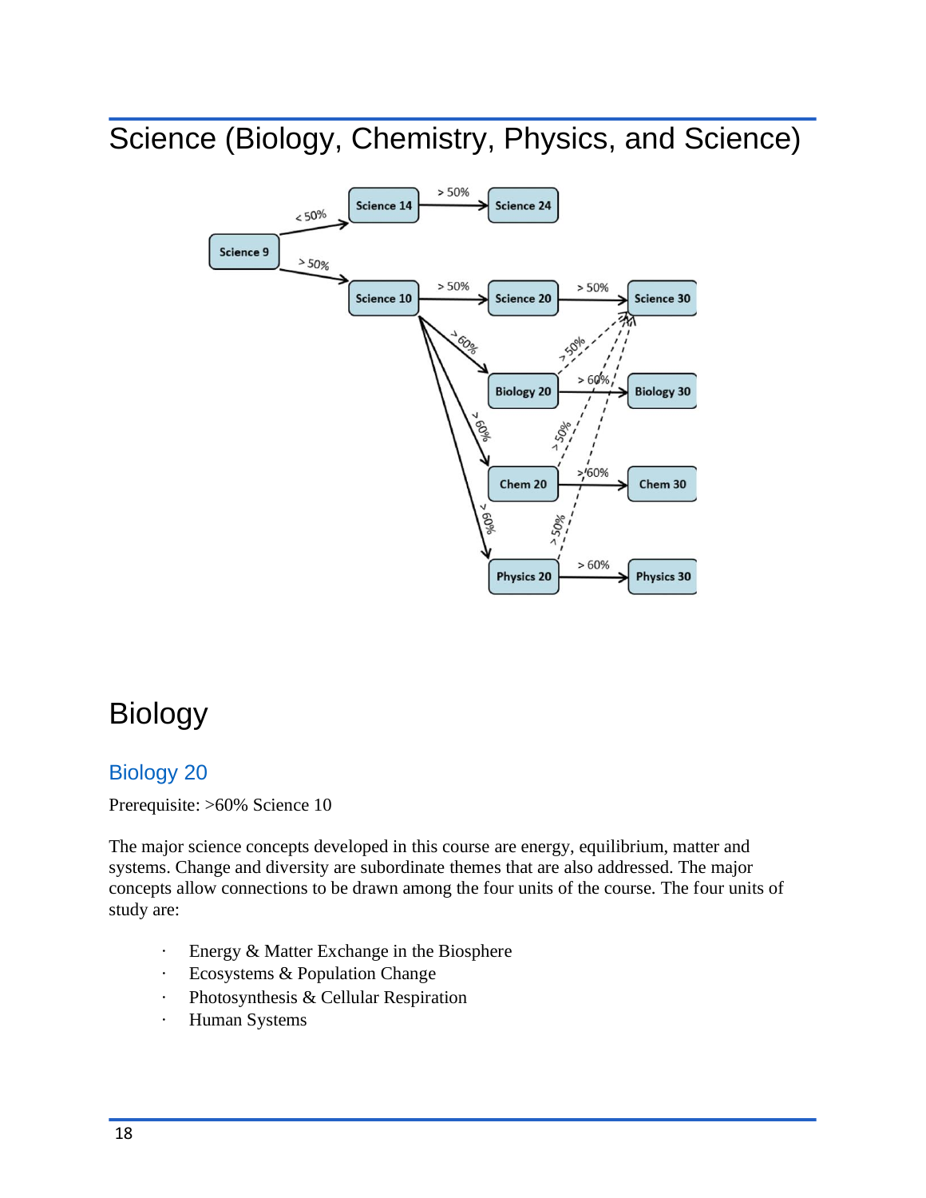# Science (Biology, Chemistry, Physics, and Science)

# Biology

## Biology 20

Prerequisite: >60% Science 10

The major science concepts developed in this course are energy, equilibrium, matter and systems. Change and diversity are subordinate themes that are also addressed. The major concepts allow connections to be drawn among the four units of the course. The four units of study are:

- Energy & Matter Exchange in the Biosphere
- Ecosystems & Population Change
- Photosynthesis & Cellular Respiration
- Human Systems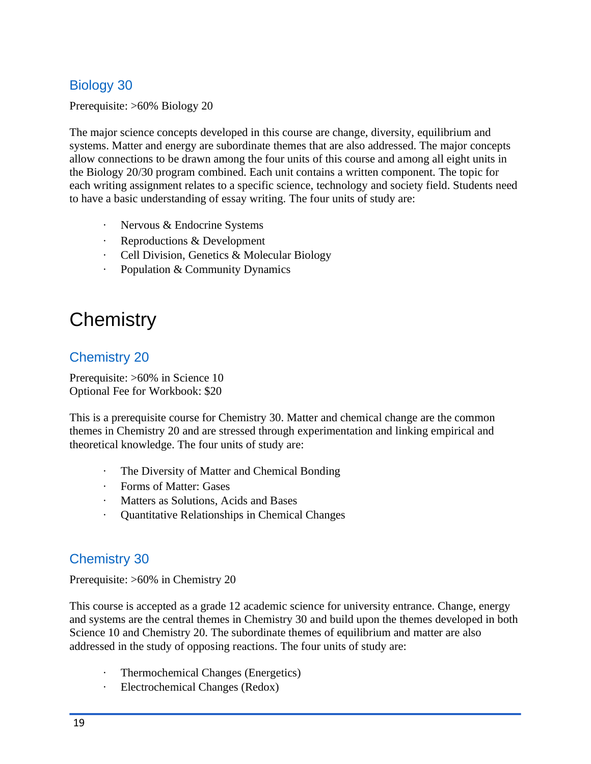## Biology 30

Prerequisite: >60% Biology 20

The major science concepts developed in this course are change, diversity, equilibrium and systems. Matter and energy are subordinate themes that are also addressed. The major concepts allow connections to be drawn among the four units of this course and among all eight units in the Biology 20/30 program combined. Each unit contains a written component. The topic for each writing assignment relates to a specific science, technology and society field. Students need to have a basic understanding of essay writing. The four units of study are:

- Nervous & Endocrine Systems
- Reproductions & Development
- Cell Division, Genetics & Molecular Biology
- Population & Community Dynamics

# Chemistry

## Chemistry 20

Prerequisite: >60% in Science 10
Optional Fee for Workbook: $20

This is a prerequisite course for Chemistry 30. Matter and chemical change are the common themes in Chemistry 20 and are stressed through experimentation and linking empirical and theoretical knowledge. The four units of study are:

- The Diversity of Matter and Chemical Bonding
- Forms of Matter: Gases
- Matters as Solutions, Acids and Bases
- Quantitative Relationships in Chemical Changes

## Chemistry 30

Prerequisite: >60% in Chemistry 20

This course is accepted as a grade 12 academic science for university entrance. Change, energy and systems are the central themes in Chemistry 30 and build upon the themes developed in both Science 10 and Chemistry 20. The subordinate themes of equilibrium and matter are also addressed in the study of opposing reactions. The four units of study are:

- Thermochemical Changes (Energetics)
- Electrochemical Changes (Redox)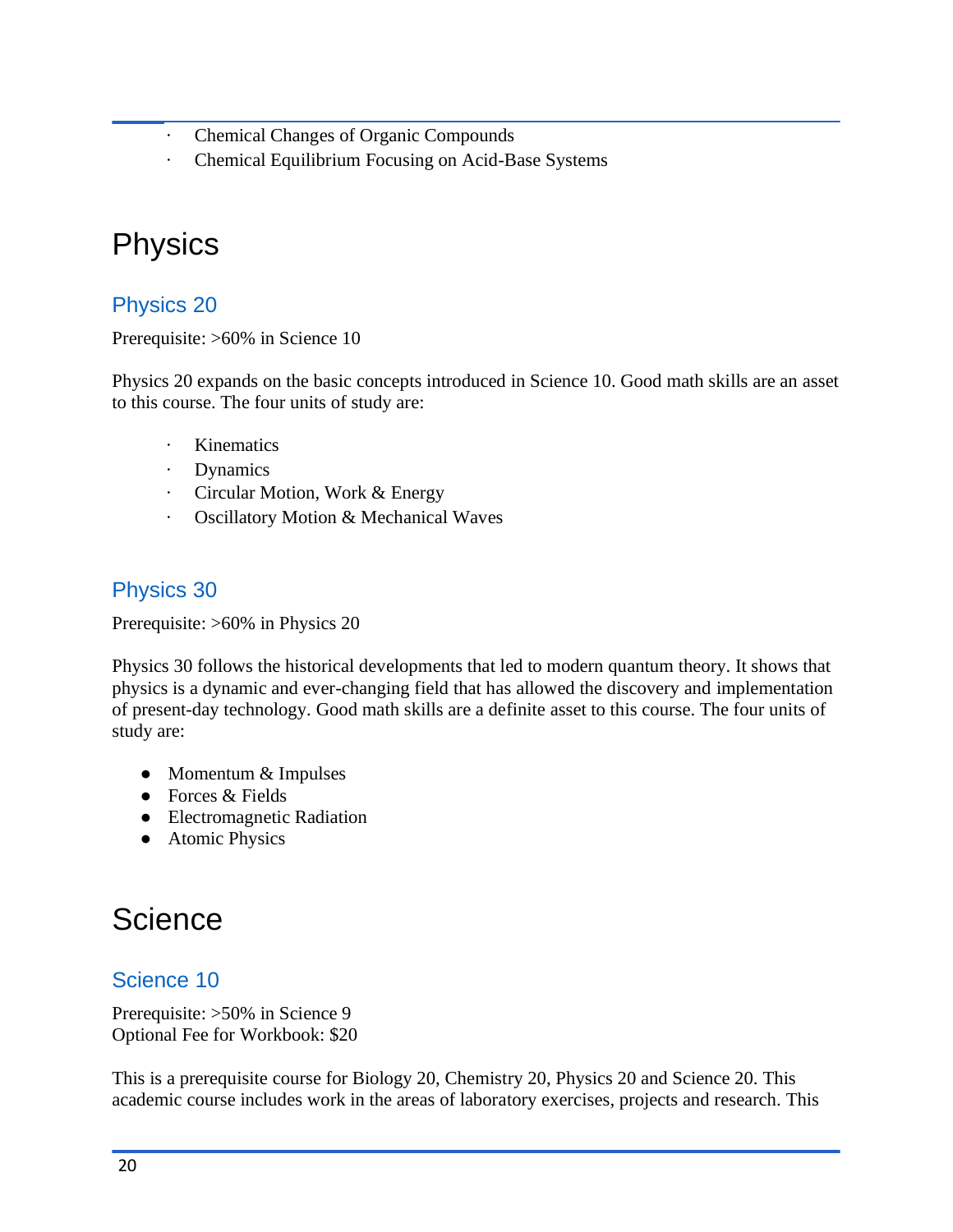- Chemical Changes of Organic Compounds
- Chemical Equilibrium Focusing on Acid-Base Systems

# Physics

## Physics 20

Prerequisite: >60% in Science 10

Physics 20 expands on the basic concepts introduced in Science 10. Good math skills are an asset to this course. The four units of study are:

- Kinematics
- Dynamics
- Circular Motion, Work & Energy
- Oscillatory Motion & Mechanical Waves

## Physics 30

Prerequisite: >60% in Physics 20

Physics 30 follows the historical developments that led to modern quantum theory. It shows that physics is a dynamic and ever-changing field that has allowed the discovery and implementation of present-day technology. Good math skills are a definite asset to this course. The four units of study are:

- Momentum & Impulses
- Forces & Fields
- Electromagnetic Radiation
- Atomic Physics

# Science

## Science 10

Prerequisite: >50% in Science 9
Optional Fee for Workbook: $20

This is a prerequisite course for Biology 20, Chemistry 20, Physics 20 and Science 20. This academic course includes work in the areas of laboratory exercises, projects and research. This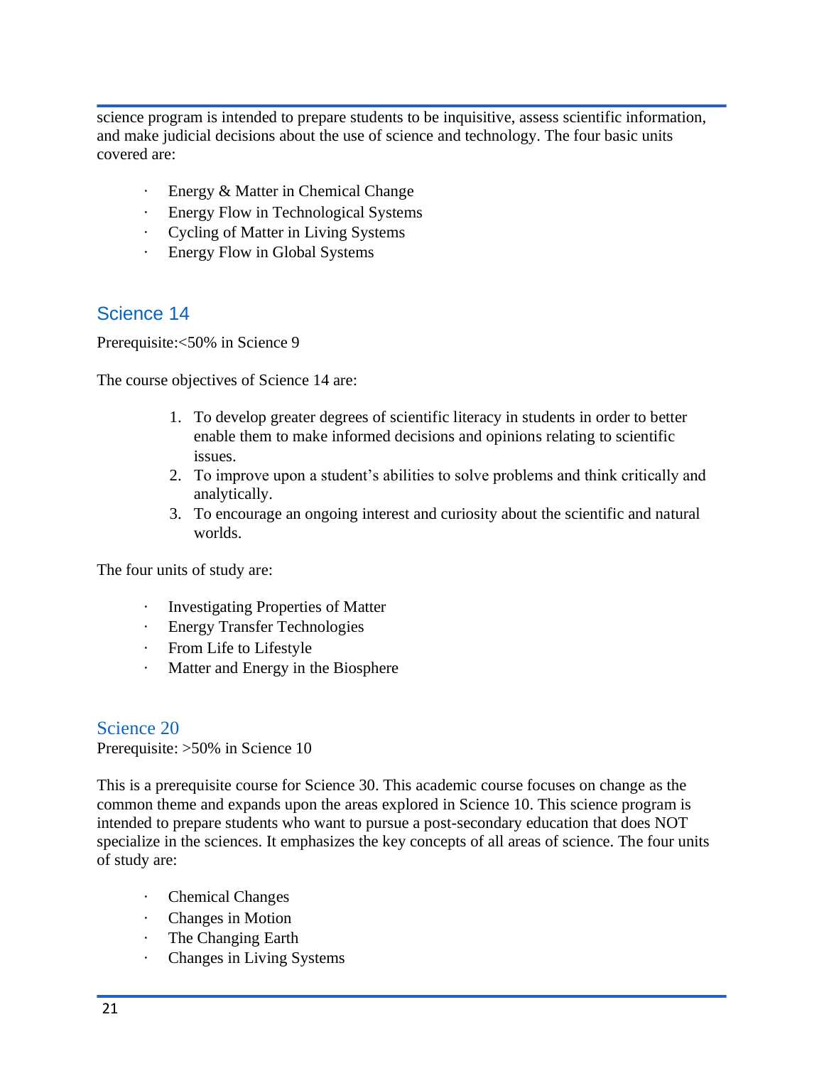science program is intended to prepare students to be inquisitive, assess scientific information, and make judicial decisions about the use of science and technology. The four basic units covered are:

- Energy & Matter in Chemical Change
- Energy Flow in Technological Systems
- Cycling of Matter in Living Systems
- Energy Flow in Global Systems

## Science 14

Prerequisite:<50% in Science 9

The course objectives of Science 14 are:

1. To develop greater degrees of scientific literacy in students in order to better enable them to make informed decisions and opinions relating to scientific issues.
2. To improve upon a student's abilities to solve problems and think critically and analytically.
3. To encourage an ongoing interest and curiosity about the scientific and natural worlds.

The four units of study are:

- Investigating Properties of Matter
- Energy Transfer Technologies
- From Life to Lifestyle
- Matter and Energy in the Biosphere

## Science 20

Prerequisite: >50% in Science 10

This is a prerequisite course for Science 30. This academic course focuses on change as the common theme and expands upon the areas explored in Science 10. This science program is intended to prepare students who want to pursue a post-secondary education that does NOT specialize in the sciences. It emphasizes the key concepts of all areas of science. The four units of study are:

- Chemical Changes
- Changes in Motion
- The Changing Earth
- Changes in Living Systems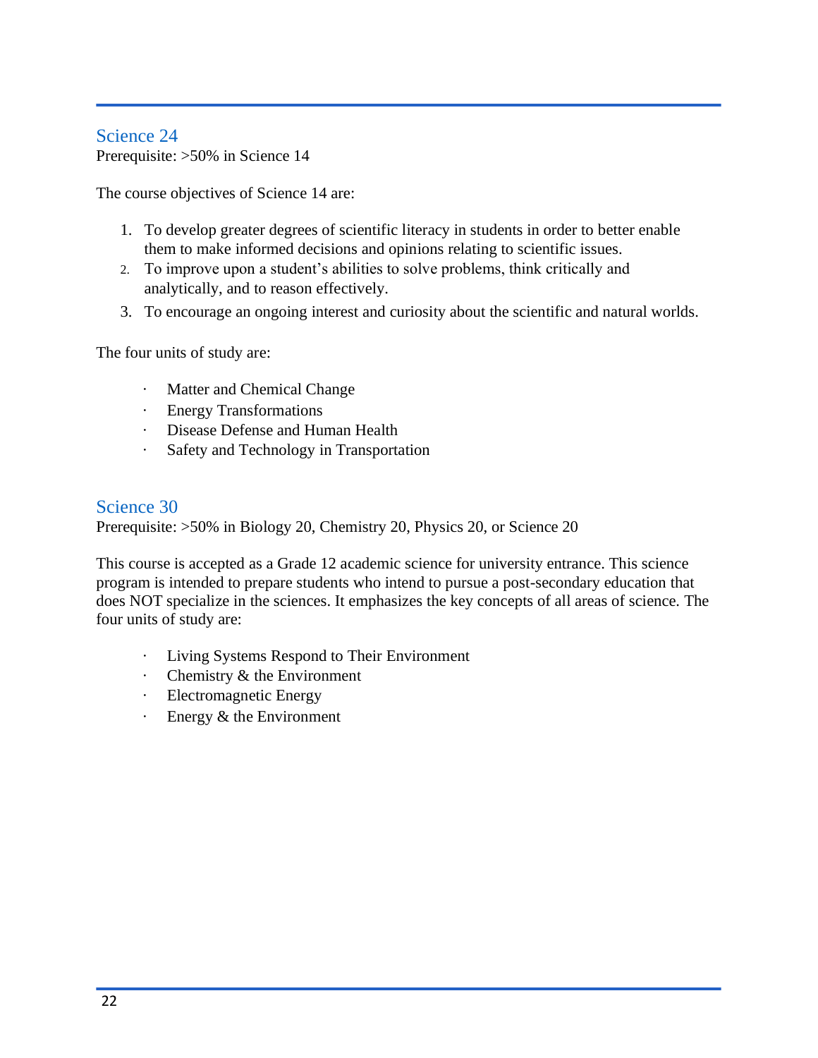## Science 24

Prerequisite: >50% in Science 14

The course objectives of Science 14 are:

1. To develop greater degrees of scientific literacy in students in order to better enable them to make informed decisions and opinions relating to scientific issues.
2. To improve upon a student's abilities to solve problems, think critically and analytically, and to reason effectively.
3. To encourage an ongoing interest and curiosity about the scientific and natural worlds.

The four units of study are:

- Matter and Chemical Change
- Energy Transformations
- Disease Defense and Human Health
- Safety and Technology in Transportation

## Science 30

Prerequisite: >50% in Biology 20, Chemistry 20, Physics 20, or Science 20

This course is accepted as a Grade 12 academic science for university entrance. This science program is intended to prepare students who intend to pursue a post-secondary education that does NOT specialize in the sciences. It emphasizes the key concepts of all areas of science. The four units of study are:

- Living Systems Respond to Their Environment
- Chemistry & the Environment
- Electromagnetic Energy
- Energy & the Environment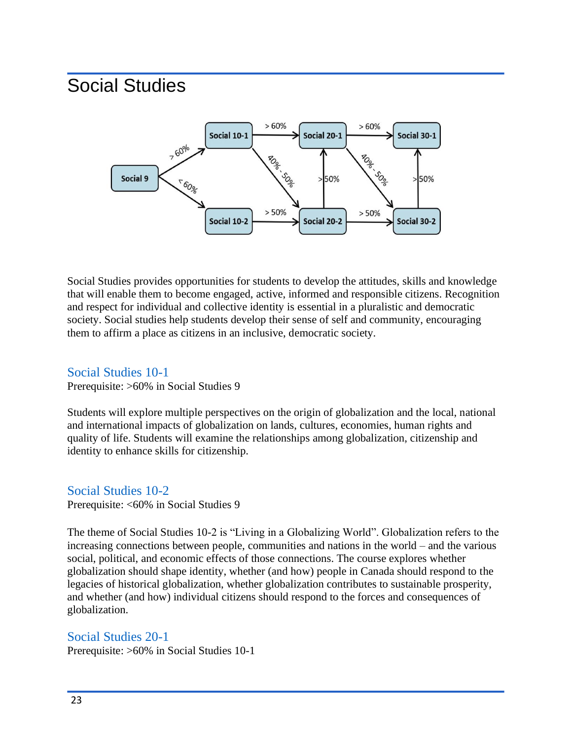# Social Studies

Social Studies provides opportunities for students to develop the attitudes, skills and knowledge that will enable them to become engaged, active, informed and responsible citizens. Recognition and respect for individual and collective identity is essential in a pluralistic and democratic society. Social studies help students develop their sense of self and community, encouraging them to affirm a place as citizens in an inclusive, democratic society.

## Social Studies 10-1

Prerequisite: >60% in Social Studies 9

Students will explore multiple perspectives on the origin of globalization and the local, national and international impacts of globalization on lands, cultures, economies, human rights and quality of life. Students will examine the relationships among globalization, citizenship and identity to enhance skills for citizenship.

## Social Studies 10-2

Prerequisite: <60% in Social Studies 9

The theme of Social Studies 10-2 is "Living in a Globalizing World". Globalization refers to the increasing connections between people, communities and nations in the world – and the various social, political, and economic effects of those connections. The course explores whether globalization should shape identity, whether (and how) people in Canada should respond to the legacies of historical globalization, whether globalization contributes to sustainable prosperity, and whether (and how) individual citizens should respond to the forces and consequences of globalization.

## Social Studies 20-1

Prerequisite: >60% in Social Studies 10-1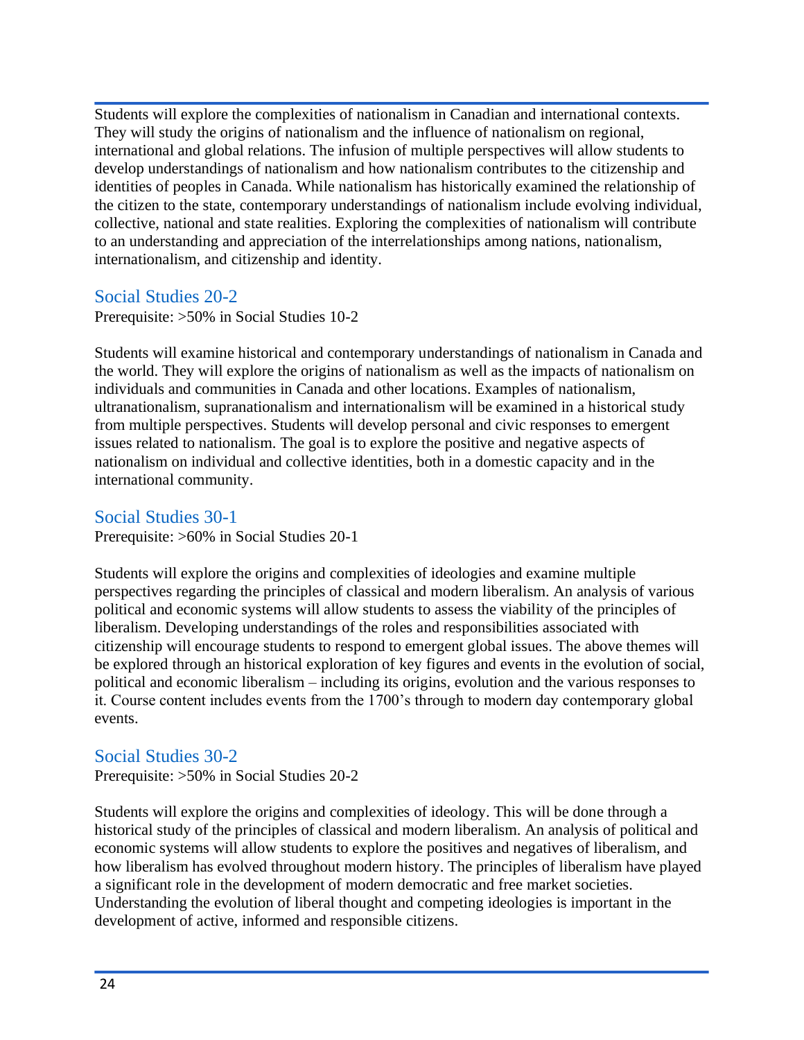Students will explore the complexities of nationalism in Canadian and international contexts. They will study the origins of nationalism and the influence of nationalism on regional, international and global relations. The infusion of multiple perspectives will allow students to develop understandings of nationalism and how nationalism contributes to the citizenship and identities of peoples in Canada. While nationalism has historically examined the relationship of the citizen to the state, contemporary understandings of nationalism include evolving individual, collective, national and state realities. Exploring the complexities of nationalism will contribute to an understanding and appreciation of the interrelationships among nations, nationalism, internationalism, and citizenship and identity.

## Social Studies 20-2

Prerequisite: >50% in Social Studies 10-2

Students will examine historical and contemporary understandings of nationalism in Canada and the world. They will explore the origins of nationalism as well as the impacts of nationalism on individuals and communities in Canada and other locations. Examples of nationalism, ultranationalism, supranationalism and internationalism will be examined in a historical study from multiple perspectives. Students will develop personal and civic responses to emergent issues related to nationalism. The goal is to explore the positive and negative aspects of nationalism on individual and collective identities, both in a domestic capacity and in the international community.

## Social Studies 30-1

Prerequisite: >60% in Social Studies 20-1

Students will explore the origins and complexities of ideologies and examine multiple perspectives regarding the principles of classical and modern liberalism. An analysis of various political and economic systems will allow students to assess the viability of the principles of liberalism. Developing understandings of the roles and responsibilities associated with citizenship will encourage students to respond to emergent global issues. The above themes will be explored through an historical exploration of key figures and events in the evolution of social, political and economic liberalism – including its origins, evolution and the various responses to it. Course content includes events from the 1700's through to modern day contemporary global events.

## Social Studies 30-2

Prerequisite: >50% in Social Studies 20-2

Students will explore the origins and complexities of ideology. This will be done through a historical study of the principles of classical and modern liberalism. An analysis of political and economic systems will allow students to explore the positives and negatives of liberalism, and how liberalism has evolved throughout modern history. The principles of liberalism have played a significant role in the development of modern democratic and free market societies. Understanding the evolution of liberal thought and competing ideologies is important in the development of active, informed and responsible citizens.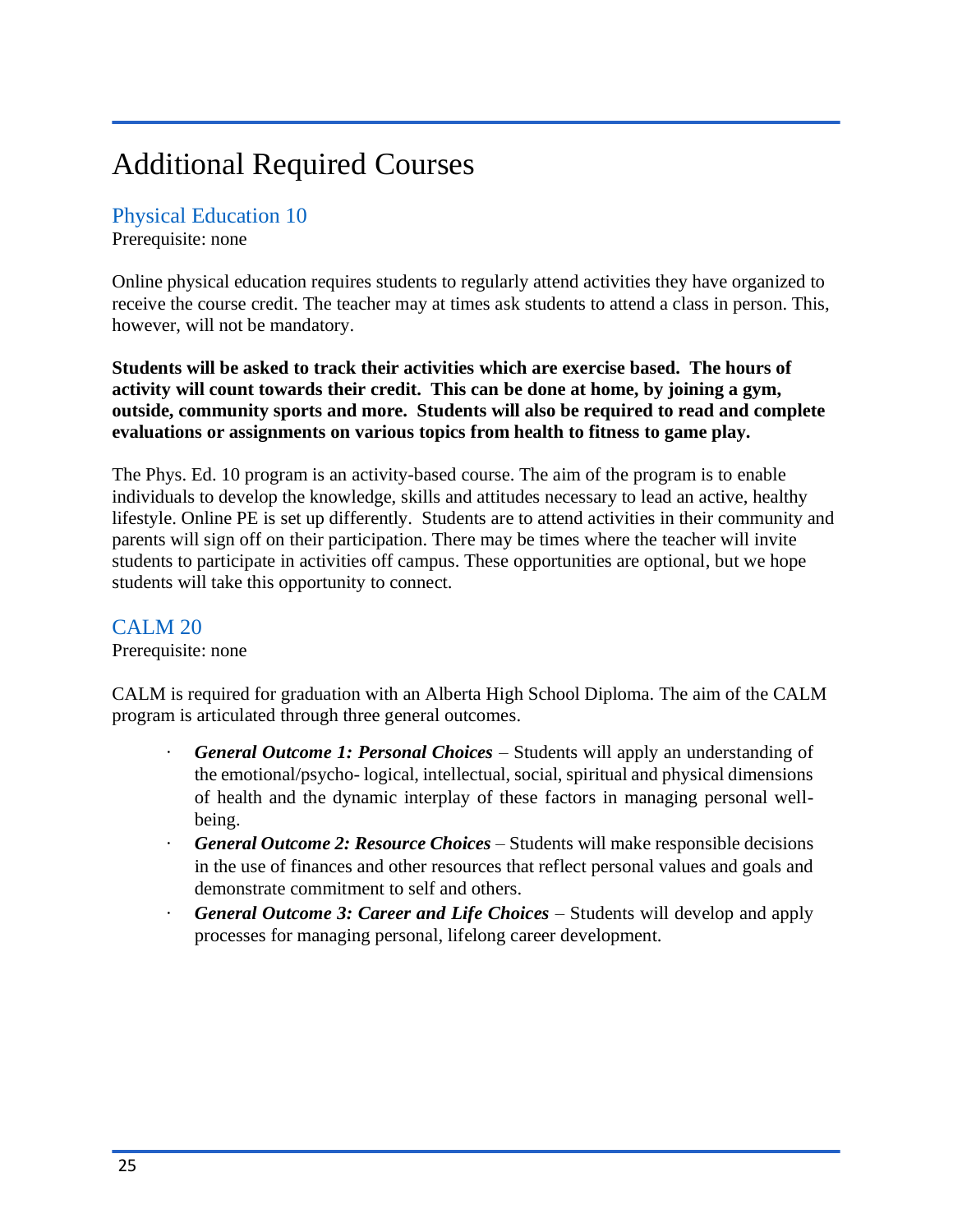# Additional Required Courses

## Physical Education 10

Prerequisite: none

Online physical education requires students to regularly attend activities they have organized to receive the course credit. The teacher may at times ask students to attend a class in person. This, however, will not be mandatory.

**Students will be asked to track their activities which are exercise based. The hours of activity will count towards their credit. This can be done at home, by joining a gym, outside, community sports and more. Students will also be required to read and complete evaluations or assignments on various topics from health to fitness to game play.**

The Phys. Ed. 10 program is an activity-based course. The aim of the program is to enable individuals to develop the knowledge, skills and attitudes necessary to lead an active, healthy lifestyle. Online PE is set up differently. Students are to attend activities in their community and parents will sign off on their participation. There may be times where the teacher will invite students to participate in activities off campus. These opportunities are optional, but we hope students will take this opportunity to connect.

## CALM 20

Prerequisite: none

CALM is required for graduation with an Alberta High School Diploma. The aim of the CALM program is articulated through three general outcomes.

- ***General Outcome 1: Personal Choices*** – Students will apply an understanding of the emotional/psycho- logical, intellectual, social, spiritual and physical dimensions of health and the dynamic interplay of these factors in managing personal well-being.
- ***General Outcome 2: Resource Choices*** – Students will make responsible decisions in the use of finances and other resources that reflect personal values and goals and demonstrate commitment to self and others.
- ***General Outcome 3: Career and Life Choices*** – Students will develop and apply processes for managing personal, lifelong career development.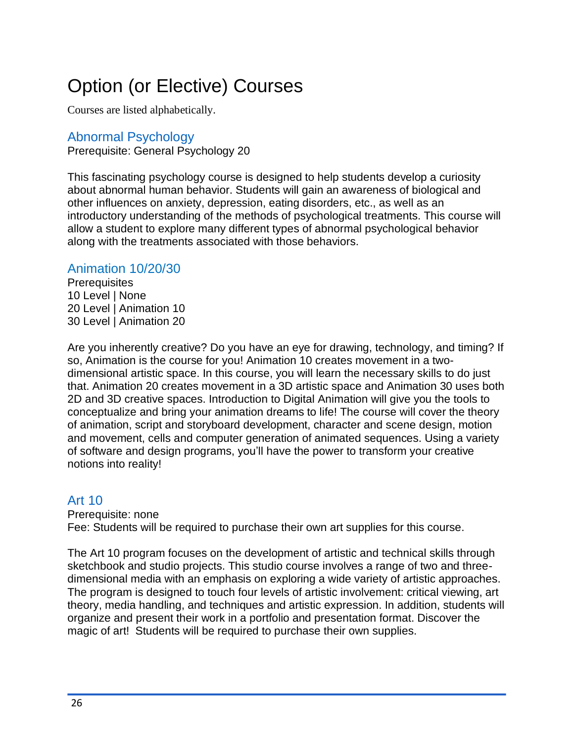# Option (or Elective) Courses

Courses are listed alphabetically.

## Abnormal Psychology

Prerequisite: General Psychology 20

This fascinating psychology course is designed to help students develop a curiosity about abnormal human behavior. Students will gain an awareness of biological and other influences on anxiety, depression, eating disorders, etc., as well as an introductory understanding of the methods of psychological treatments. This course will allow a student to explore many different types of abnormal psychological behavior along with the treatments associated with those behaviors.

## Animation 10/20/30

Prerequisites
10 Level | None
20 Level | Animation 10
30 Level | Animation 20

Are you inherently creative? Do you have an eye for drawing, technology, and timing? If so, Animation is the course for you! Animation 10 creates movement in a two-dimensional artistic space. In this course, you will learn the necessary skills to do just that. Animation 20 creates movement in a 3D artistic space and Animation 30 uses both 2D and 3D creative spaces. Introduction to Digital Animation will give you the tools to conceptualize and bring your animation dreams to life! The course will cover the theory of animation, script and storyboard development, character and scene design, motion and movement, cells and computer generation of animated sequences. Using a variety of software and design programs, you'll have the power to transform your creative notions into reality!

## Art 10

Prerequisite: none
Fee: Students will be required to purchase their own art supplies for this course.

The Art 10 program focuses on the development of artistic and technical skills through sketchbook and studio projects. This studio course involves a range of two and three-dimensional media with an emphasis on exploring a wide variety of artistic approaches. The program is designed to touch four levels of artistic involvement: critical viewing, art theory, media handling, and techniques and artistic expression. In addition, students will organize and present their work in a portfolio and presentation format. Discover the magic of art! Students will be required to purchase their own supplies.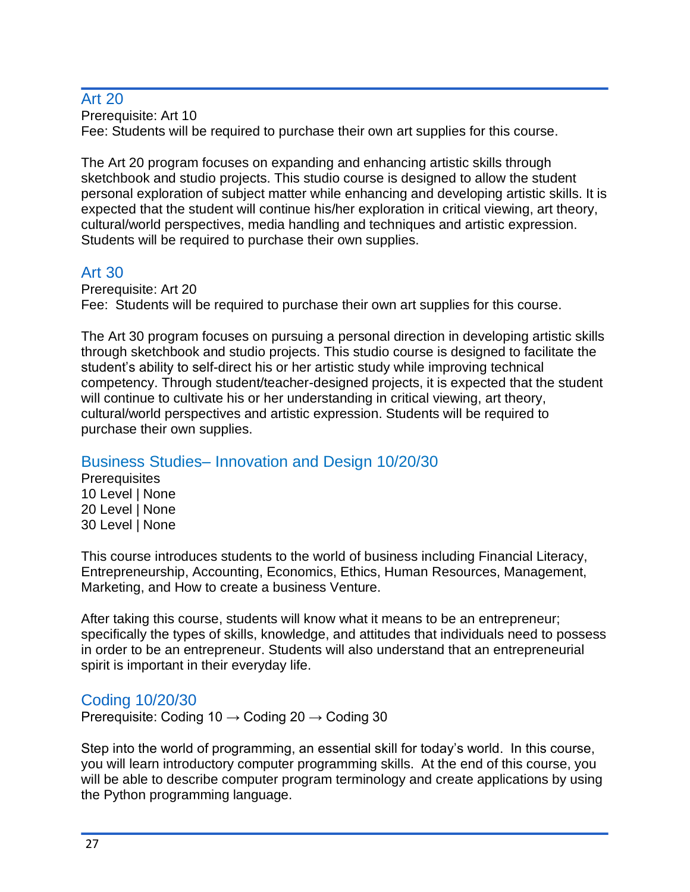## Art 20

Prerequisite: Art 10
Fee: Students will be required to purchase their own art supplies for this course.

The Art 20 program focuses on expanding and enhancing artistic skills through sketchbook and studio projects. This studio course is designed to allow the student personal exploration of subject matter while enhancing and developing artistic skills. It is expected that the student will continue his/her exploration in critical viewing, art theory, cultural/world perspectives, media handling and techniques and artistic expression. Students will be required to purchase their own supplies.

## Art 30

Prerequisite: Art 20
Fee: Students will be required to purchase their own art supplies for this course.

The Art 30 program focuses on pursuing a personal direction in developing artistic skills through sketchbook and studio projects. This studio course is designed to facilitate the student's ability to self-direct his or her artistic study while improving technical competency. Through student/teacher-designed projects, it is expected that the student will continue to cultivate his or her understanding in critical viewing, art theory, cultural/world perspectives and artistic expression. Students will be required to purchase their own supplies.

## Business Studies– Innovation and Design 10/20/30

Prerequisites
10 Level | None
20 Level | None
30 Level | None

This course introduces students to the world of business including Financial Literacy, Entrepreneurship, Accounting, Economics, Ethics, Human Resources, Management, Marketing, and How to create a business Venture.

After taking this course, students will know what it means to be an entrepreneur; specifically the types of skills, knowledge, and attitudes that individuals need to possess in order to be an entrepreneur. Students will also understand that an entrepreneurial spirit is important in their everyday life.

## Coding 10/20/30

Prerequisite: Coding 10 → Coding 20 → Coding 30

Step into the world of programming, an essential skill for today's world. In this course, you will learn introductory computer programming skills. At the end of this course, you will be able to describe computer program terminology and create applications by using the Python programming language.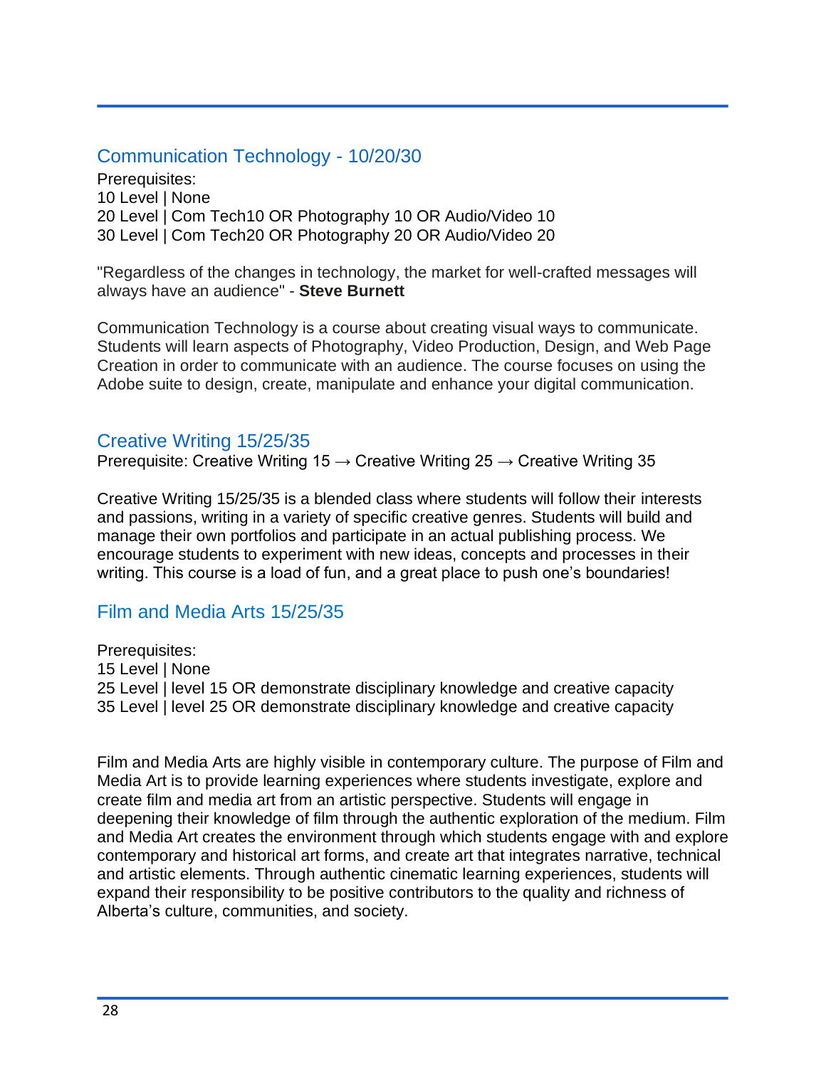## Communication Technology - 10/20/30

Prerequisites:
10 Level | None
20 Level | Com Tech10 OR Photography 10 OR Audio/Video 10
30 Level | Com Tech20 OR Photography 20 OR Audio/Video 20

"Regardless of the changes in technology, the market for well-crafted messages will always have an audience" - **Steve Burnett**

Communication Technology is a course about creating visual ways to communicate. Students will learn aspects of Photography, Video Production, Design, and Web Page Creation in order to communicate with an audience. The course focuses on using the Adobe suite to design, create, manipulate and enhance your digital communication.

## Creative Writing 15/25/35

Prerequisite: Creative Writing 15 → Creative Writing 25 → Creative Writing 35

Creative Writing 15/25/35 is a blended class where students will follow their interests and passions, writing in a variety of specific creative genres. Students will build and manage their own portfolios and participate in an actual publishing process. We encourage students to experiment with new ideas, concepts and processes in their writing. This course is a load of fun, and a great place to push one's boundaries!

## Film and Media Arts 15/25/35

Prerequisites:
15 Level | None
25 Level | level 15 OR demonstrate disciplinary knowledge and creative capacity
35 Level | level 25 OR demonstrate disciplinary knowledge and creative capacity

Film and Media Arts are highly visible in contemporary culture. The purpose of Film and Media Art is to provide learning experiences where students investigate, explore and create film and media art from an artistic perspective. Students will engage in deepening their knowledge of film through the authentic exploration of the medium. Film and Media Art creates the environment through which students engage with and explore contemporary and historical art forms, and create art that integrates narrative, technical and artistic elements. Through authentic cinematic learning experiences, students will expand their responsibility to be positive contributors to the quality and richness of Alberta's culture, communities, and society.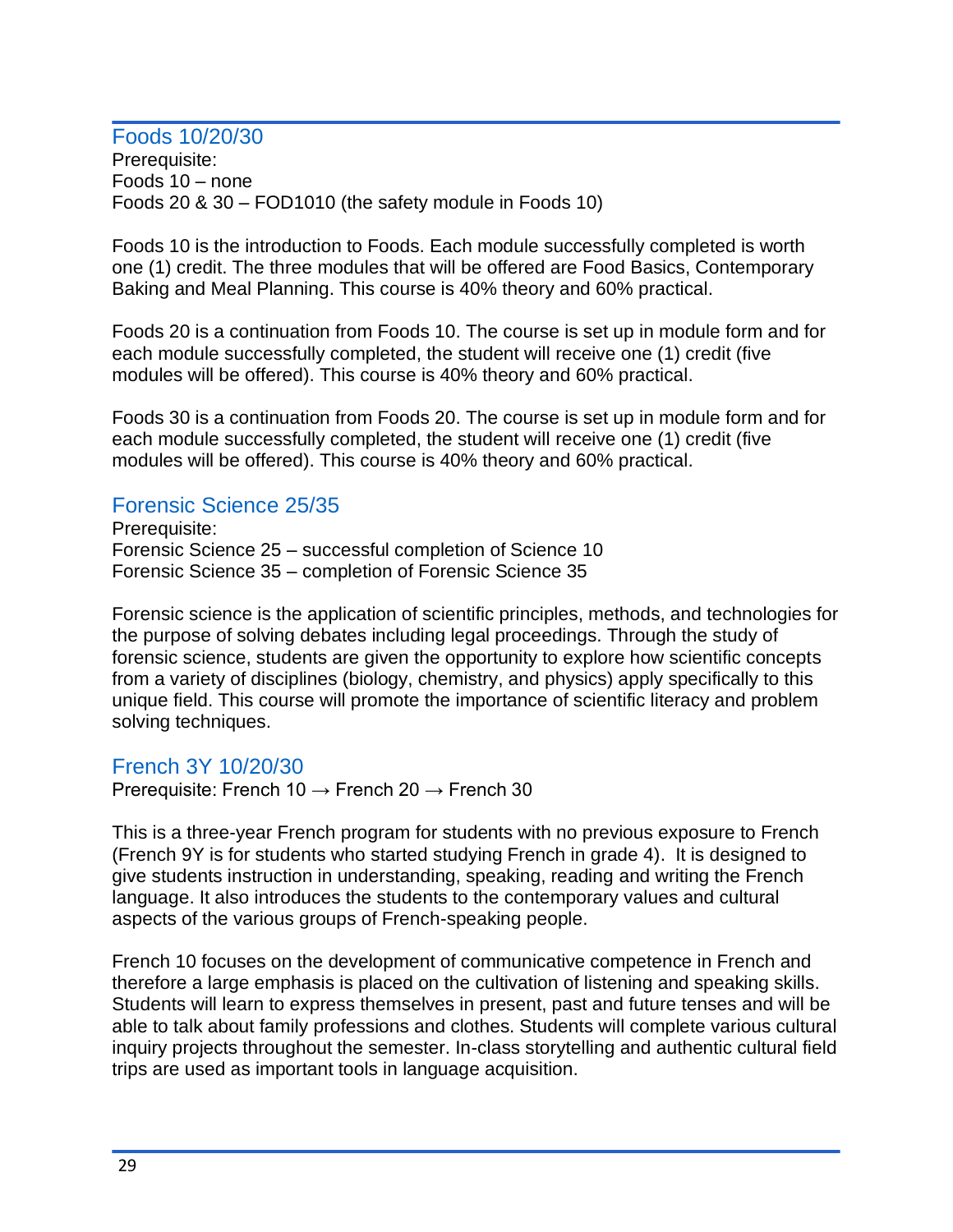## Foods 10/20/30

Prerequisite:
Foods 10 – none
Foods 20 & 30 – FOD1010 (the safety module in Foods 10)

Foods 10 is the introduction to Foods. Each module successfully completed is worth one (1) credit. The three modules that will be offered are Food Basics, Contemporary Baking and Meal Planning. This course is 40% theory and 60% practical.

Foods 20 is a continuation from Foods 10. The course is set up in module form and for each module successfully completed, the student will receive one (1) credit (five modules will be offered). This course is 40% theory and 60% practical.

Foods 30 is a continuation from Foods 20. The course is set up in module form and for each module successfully completed, the student will receive one (1) credit (five modules will be offered). This course is 40% theory and 60% practical.

## Forensic Science 25/35

Prerequisite:
Forensic Science 25 – successful completion of Science 10
Forensic Science 35 – completion of Forensic Science 35

Forensic science is the application of scientific principles, methods, and technologies for the purpose of solving debates including legal proceedings. Through the study of forensic science, students are given the opportunity to explore how scientific concepts from a variety of disciplines (biology, chemistry, and physics) apply specifically to this unique field. This course will promote the importance of scientific literacy and problem solving techniques.

## French 3Y 10/20/30

Prerequisite: French 10 → French 20 → French 30

This is a three-year French program for students with no previous exposure to French (French 9Y is for students who started studying French in grade 4). It is designed to give students instruction in understanding, speaking, reading and writing the French language. It also introduces the students to the contemporary values and cultural aspects of the various groups of French-speaking people.

French 10 focuses on the development of communicative competence in French and therefore a large emphasis is placed on the cultivation of listening and speaking skills. Students will learn to express themselves in present, past and future tenses and will be able to talk about family professions and clothes. Students will complete various cultural inquiry projects throughout the semester. In-class storytelling and authentic cultural field trips are used as important tools in language acquisition.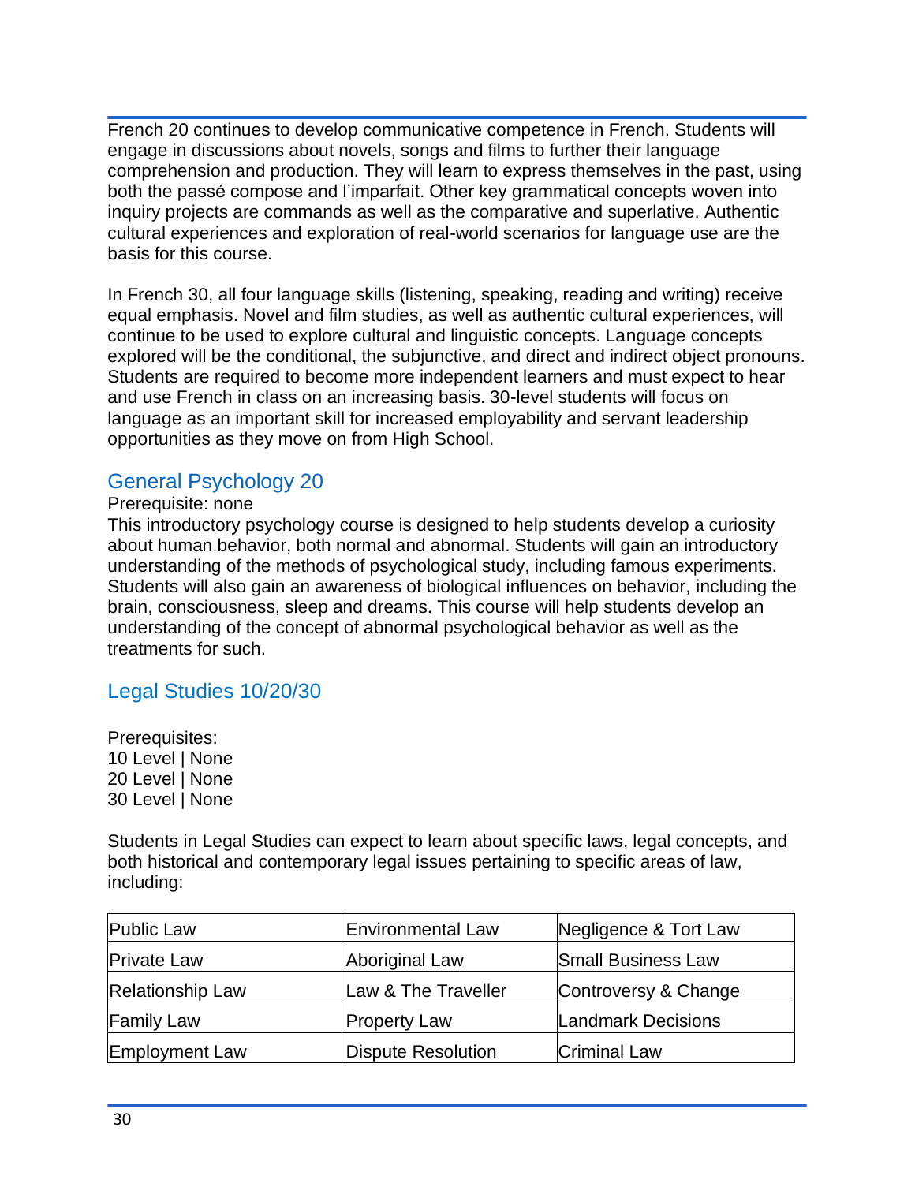French 20 continues to develop communicative competence in French. Students will engage in discussions about novels, songs and films to further their language comprehension and production. They will learn to express themselves in the past, using both the passé compose and l'imparfait. Other key grammatical concepts woven into inquiry projects are commands as well as the comparative and superlative. Authentic cultural experiences and exploration of real-world scenarios for language use are the basis for this course.

In French 30, all four language skills (listening, speaking, reading and writing) receive equal emphasis. Novel and film studies, as well as authentic cultural experiences, will continue to be used to explore cultural and linguistic concepts. Language concepts explored will be the conditional, the subjunctive, and direct and indirect object pronouns. Students are required to become more independent learners and must expect to hear and use French in class on an increasing basis. 30-level students will focus on language as an important skill for increased employability and servant leadership opportunities as they move on from High School.

## General Psychology 20

Prerequisite: none

This introductory psychology course is designed to help students develop a curiosity about human behavior, both normal and abnormal. Students will gain an introductory understanding of the methods of psychological study, including famous experiments. Students will also gain an awareness of biological influences on behavior, including the brain, consciousness, sleep and dreams. This course will help students develop an understanding of the concept of abnormal psychological behavior as well as the treatments for such.

## Legal Studies 10/20/30

Prerequisites:
10 Level | None
20 Level | None
30 Level | None

Students in Legal Studies can expect to learn about specific laws, legal concepts, and both historical and contemporary legal issues pertaining to specific areas of law, including:

| | | |
|---|---|---|
| Public Law | Environmental Law | Negligence & Tort Law |
| Private Law | Aboriginal Law | Small Business Law |
| Relationship Law | Law & The Traveller | Controversy & Change |
| Family Law | Property Law | Landmark Decisions |
| Employment Law | Dispute Resolution | Criminal Law |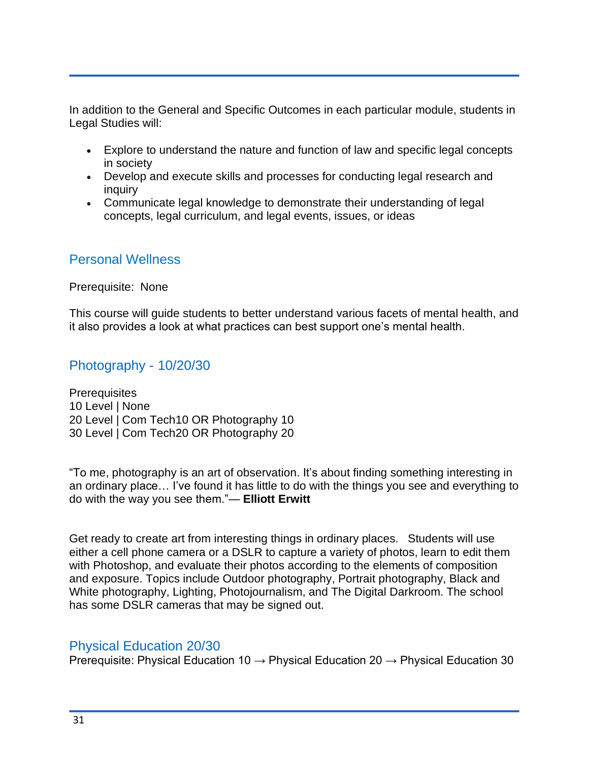In addition to the General and Specific Outcomes in each particular module, students in Legal Studies will:

- Explore to understand the nature and function of law and specific legal concepts in society
- Develop and execute skills and processes for conducting legal research and inquiry
- Communicate legal knowledge to demonstrate their understanding of legal concepts, legal curriculum, and legal events, issues, or ideas

## Personal Wellness

Prerequisite: None

This course will guide students to better understand various facets of mental health, and it also provides a look at what practices can best support one's mental health.

## Photography - 10/20/30

Prerequisites
10 Level | None
20 Level | Com Tech10 OR Photography 10
30 Level | Com Tech20 OR Photography 20

"To me, photography is an art of observation. It's about finding something interesting in an ordinary place… I've found it has little to do with the things you see and everything to do with the way you see them."— **Elliott Erwitt**

Get ready to create art from interesting things in ordinary places. Students will use either a cell phone camera or a DSLR to capture a variety of photos, learn to edit them with Photoshop, and evaluate their photos according to the elements of composition and exposure. Topics include Outdoor photography, Portrait photography, Black and White photography, Lighting, Photojournalism, and The Digital Darkroom. The school has some DSLR cameras that may be signed out.

## Physical Education 20/30

Prerequisite: Physical Education 10 → Physical Education 20 → Physical Education 30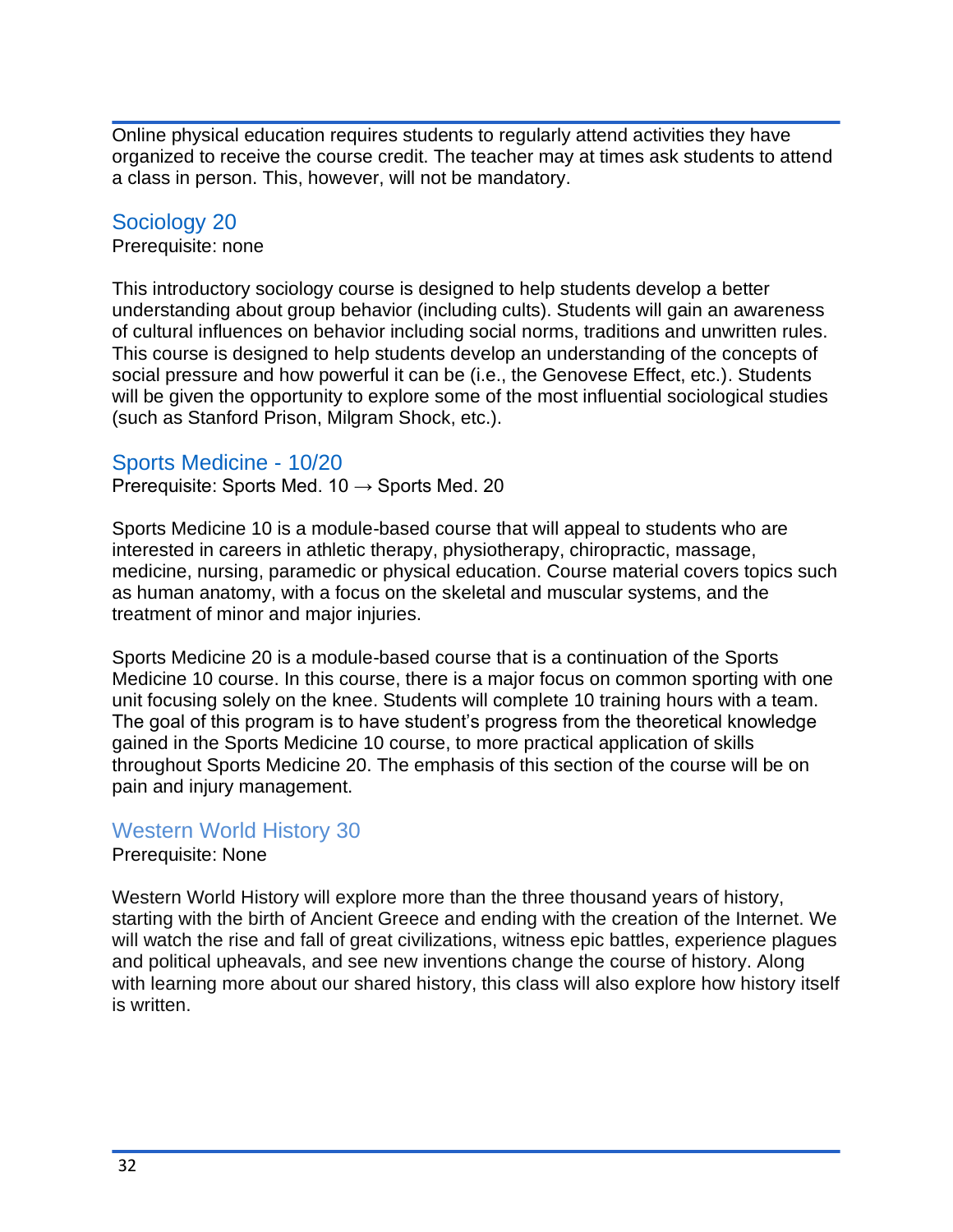Online physical education requires students to regularly attend activities they have organized to receive the course credit. The teacher may at times ask students to attend a class in person. This, however, will not be mandatory.

## Sociology 20

Prerequisite: none

This introductory sociology course is designed to help students develop a better understanding about group behavior (including cults). Students will gain an awareness of cultural influences on behavior including social norms, traditions and unwritten rules. This course is designed to help students develop an understanding of the concepts of social pressure and how powerful it can be (i.e., the Genovese Effect, etc.). Students will be given the opportunity to explore some of the most influential sociological studies (such as Stanford Prison, Milgram Shock, etc.).

## Sports Medicine - 10/20

Prerequisite: Sports Med. 10 → Sports Med. 20

Sports Medicine 10 is a module-based course that will appeal to students who are interested in careers in athletic therapy, physiotherapy, chiropractic, massage, medicine, nursing, paramedic or physical education. Course material covers topics such as human anatomy, with a focus on the skeletal and muscular systems, and the treatment of minor and major injuries.

Sports Medicine 20 is a module-based course that is a continuation of the Sports Medicine 10 course. In this course, there is a major focus on common sporting with one unit focusing solely on the knee. Students will complete 10 training hours with a team. The goal of this program is to have student's progress from the theoretical knowledge gained in the Sports Medicine 10 course, to more practical application of skills throughout Sports Medicine 20. The emphasis of this section of the course will be on pain and injury management.

## Western World History 30

Prerequisite: None

Western World History will explore more than the three thousand years of history, starting with the birth of Ancient Greece and ending with the creation of the Internet. We will watch the rise and fall of great civilizations, witness epic battles, experience plagues and political upheavals, and see new inventions change the course of history. Along with learning more about our shared history, this class will also explore how history itself is written.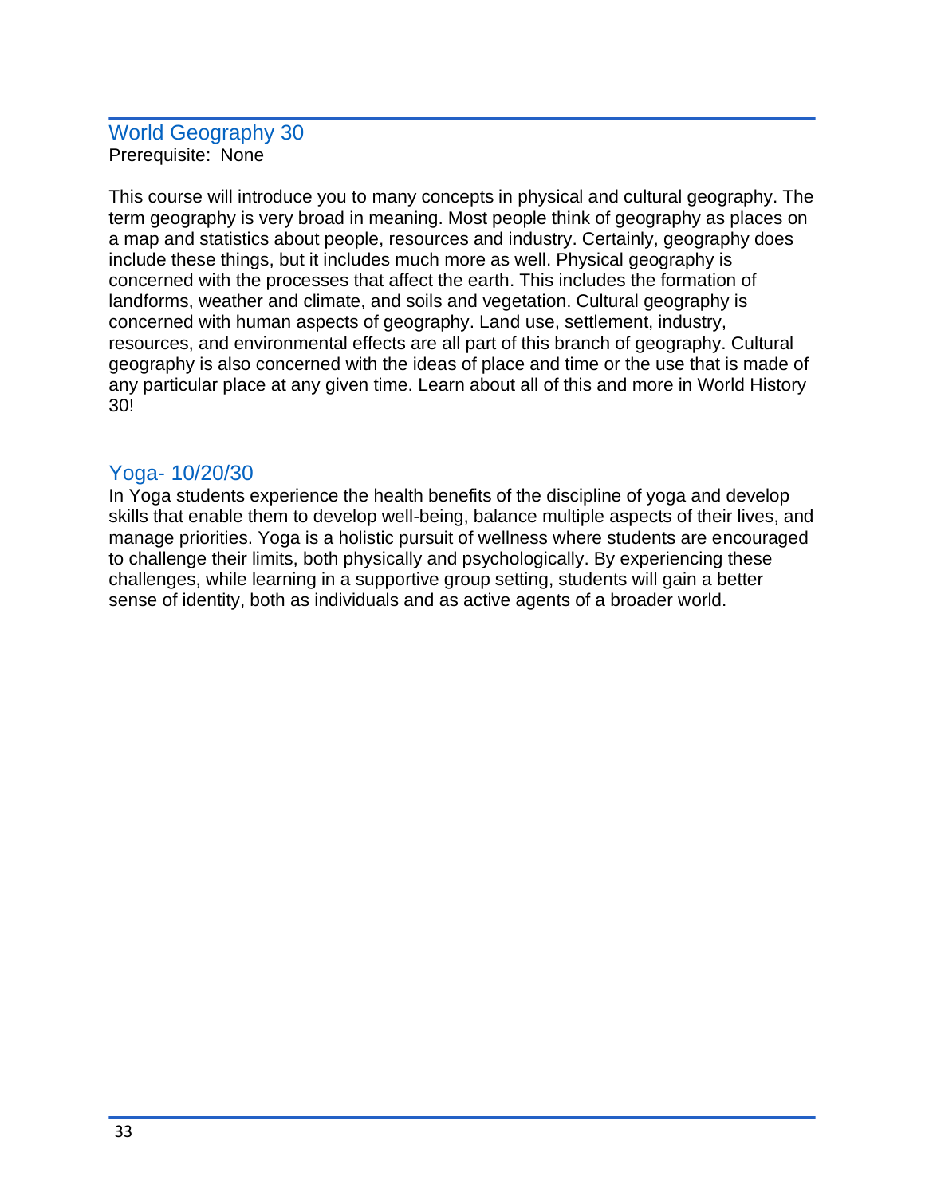## World Geography 30

Prerequisite: None

This course will introduce you to many concepts in physical and cultural geography. The term geography is very broad in meaning. Most people think of geography as places on a map and statistics about people, resources and industry. Certainly, geography does include these things, but it includes much more as well. Physical geography is concerned with the processes that affect the earth. This includes the formation of landforms, weather and climate, and soils and vegetation. Cultural geography is concerned with human aspects of geography. Land use, settlement, industry, resources, and environmental effects are all part of this branch of geography. Cultural geography is also concerned with the ideas of place and time or the use that is made of any particular place at any given time. Learn about all of this and more in World History 30!

## Yoga- 10/20/30

In Yoga students experience the health benefits of the discipline of yoga and develop skills that enable them to develop well-being, balance multiple aspects of their lives, and manage priorities. Yoga is a holistic pursuit of wellness where students are encouraged to challenge their limits, both physically and psychologically. By experiencing these challenges, while learning in a supportive group setting, students will gain a better sense of identity, both as individuals and as active agents of a broader world.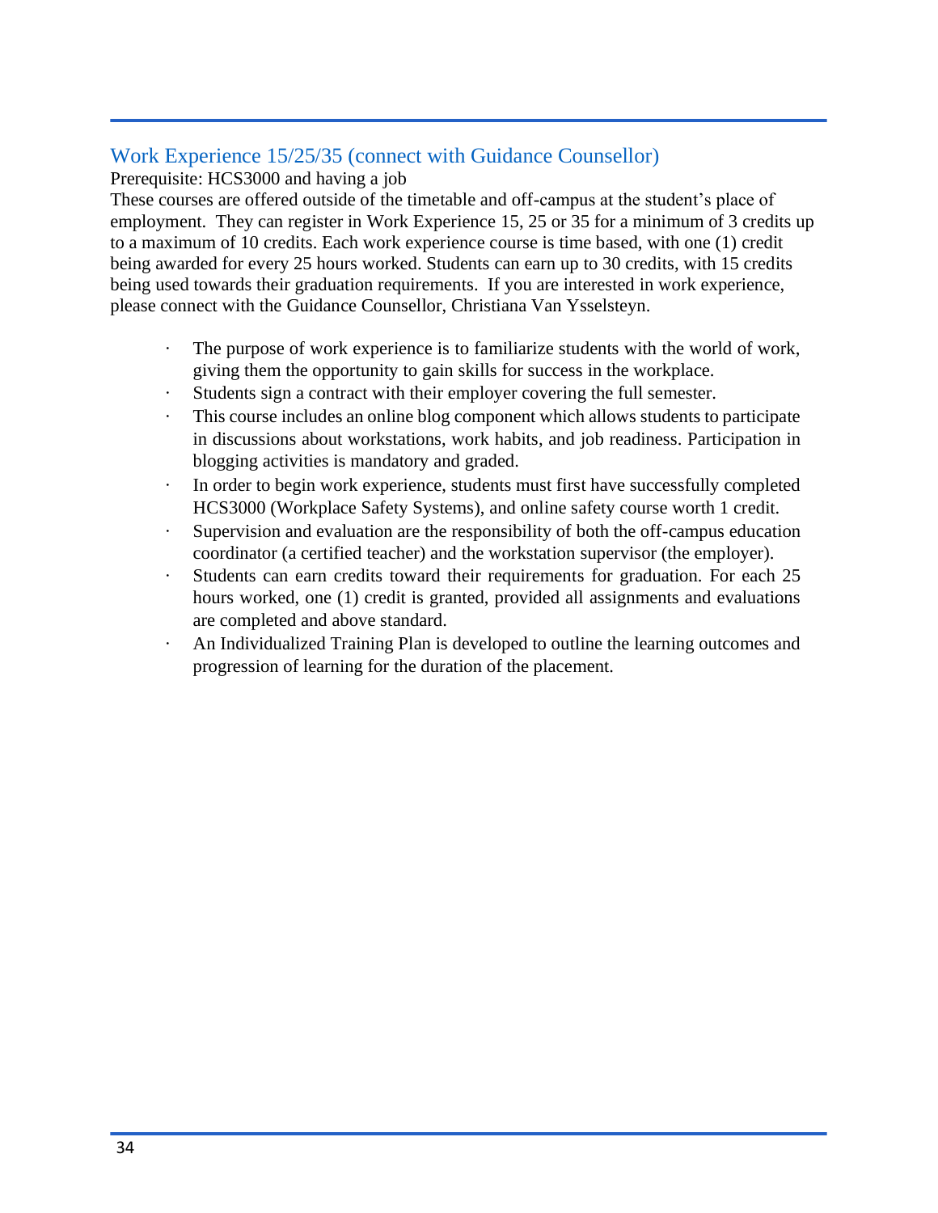## Work Experience 15/25/35 (connect with Guidance Counsellor)

Prerequisite: HCS3000 and having a job

These courses are offered outside of the timetable and off-campus at the student's place of employment. They can register in Work Experience 15, 25 or 35 for a minimum of 3 credits up to a maximum of 10 credits. Each work experience course is time based, with one (1) credit being awarded for every 25 hours worked. Students can earn up to 30 credits, with 15 credits being used towards their graduation requirements. If you are interested in work experience, please connect with the Guidance Counsellor, Christiana Van Ysselsteyn.

- The purpose of work experience is to familiarize students with the world of work, giving them the opportunity to gain skills for success in the workplace.
- Students sign a contract with their employer covering the full semester.
- This course includes an online blog component which allows students to participate in discussions about workstations, work habits, and job readiness. Participation in blogging activities is mandatory and graded.
- In order to begin work experience, students must first have successfully completed HCS3000 (Workplace Safety Systems), and online safety course worth 1 credit.
- Supervision and evaluation are the responsibility of both the off-campus education coordinator (a certified teacher) and the workstation supervisor (the employer).
- Students can earn credits toward their requirements for graduation. For each 25 hours worked, one (1) credit is granted, provided all assignments and evaluations are completed and above standard.
- An Individualized Training Plan is developed to outline the learning outcomes and progression of learning for the duration of the placement.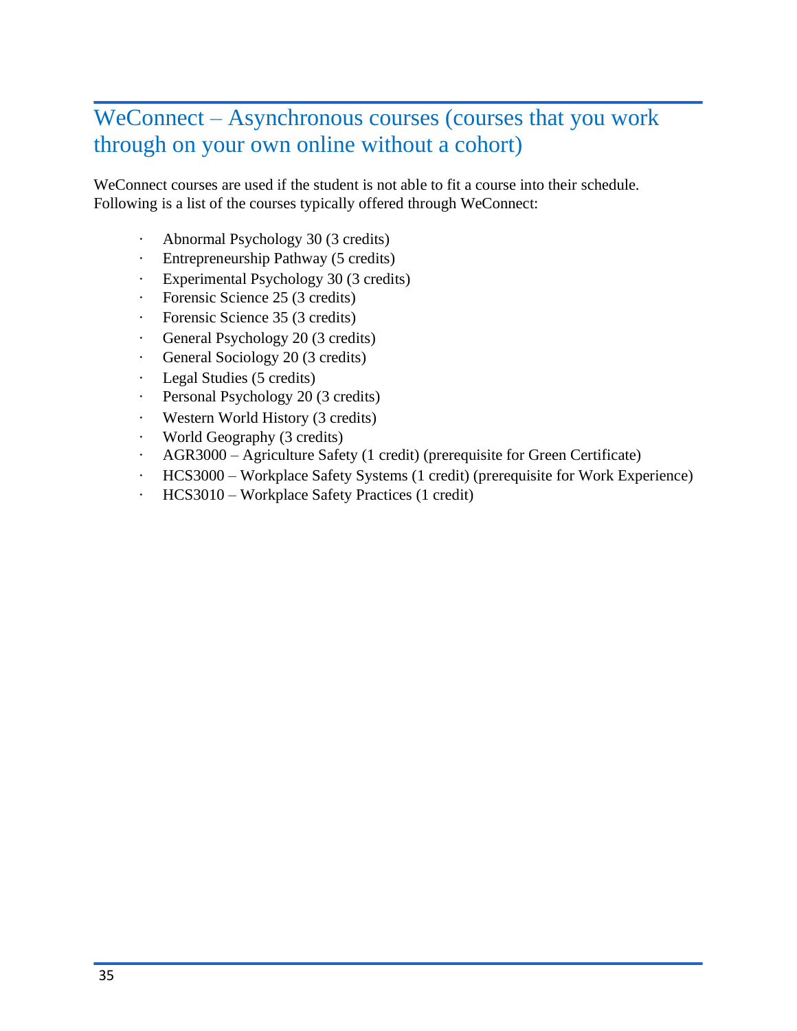## WeConnect – Asynchronous courses (courses that you work through on your own online without a cohort)

WeConnect courses are used if the student is not able to fit a course into their schedule. Following is a list of the courses typically offered through WeConnect:

- Abnormal Psychology 30 (3 credits)
- Entrepreneurship Pathway (5 credits)
- Experimental Psychology 30 (3 credits)
- Forensic Science 25 (3 credits)
- Forensic Science 35 (3 credits)
- General Psychology 20 (3 credits)
- General Sociology 20 (3 credits)
- Legal Studies (5 credits)
- Personal Psychology 20 (3 credits)
- Western World History (3 credits)
- World Geography (3 credits)
- AGR3000 – Agriculture Safety (1 credit) (prerequisite for Green Certificate)
- HCS3000 – Workplace Safety Systems (1 credit) (prerequisite for Work Experience)
- HCS3010 – Workplace Safety Practices (1 credit)